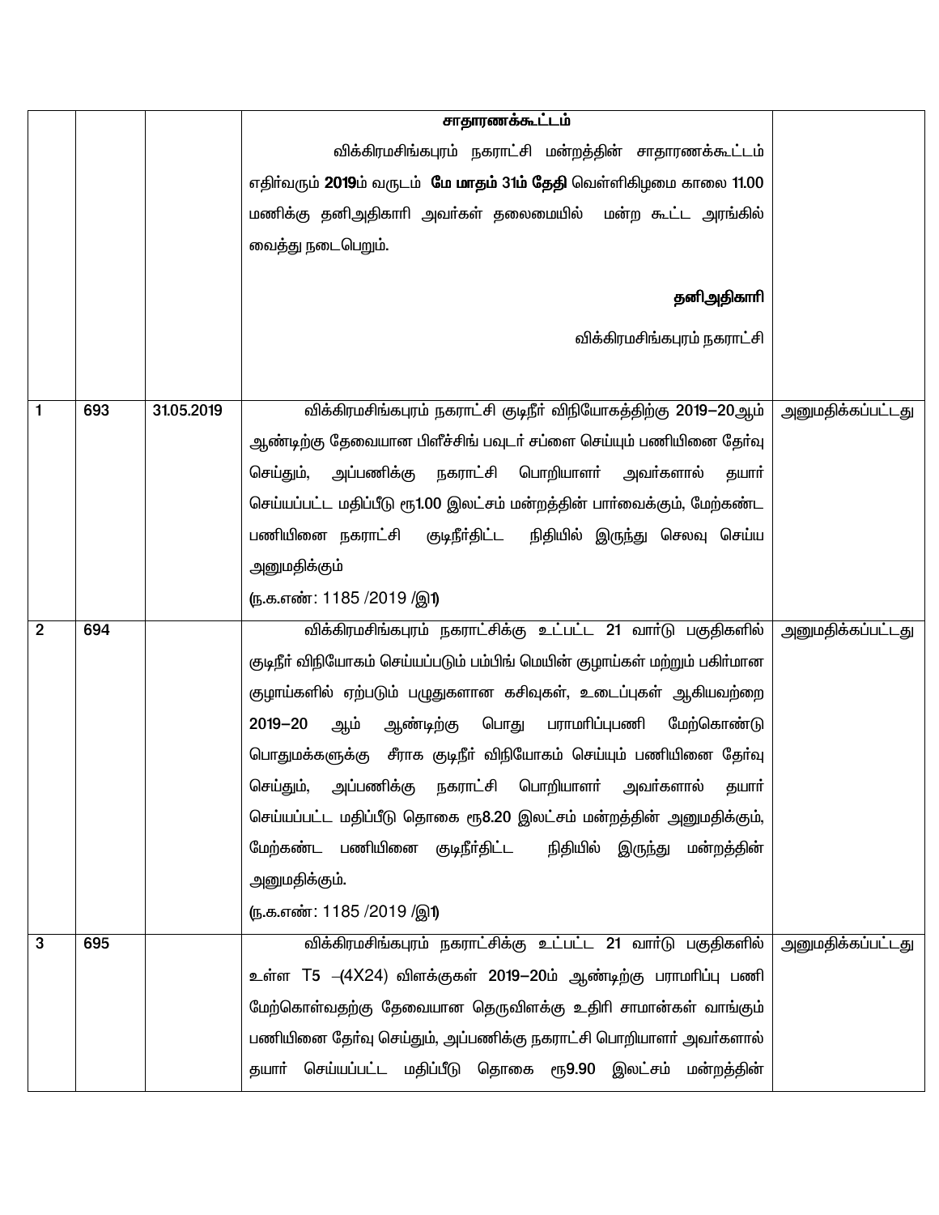| | | | | |
|---|---|---|---|---|
| | | | **சாதாரணக்கூட்டம்**<br>விக்கிரமசிங்கபுரம் நகராட்சி மன்றத்தின் சாதாரணக்கூட்டம் எதிர்வரும் **2019**ம் வருடம் **மே மாதம் 31ம் தேதி** வெள்ளிகிழமை காலை 11.00 மணிக்கு தனிஅதிகாரி அவர்கள் தலைமையில் மன்ற கூட்ட அரங்கில் வைத்து நடைபெறும்.<br><br>**தனிஅதிகாரி**<br>விக்கிரமசிங்கபுரம் நகராட்சி | |
| 1 | 693 | 31.05.2019 | விக்கிரமசிங்கபுரம் நகராட்சி குடிநீர் விநியோகத்திற்கு 2019–20ஆம் ஆண்டிற்கு தேவையான பிளீச்சிங் பவுடர் சப்ளை செய்யும் பணியினை தேர்வு செய்தும், அப்பணிக்கு நகராட்சி பொறியாளர் அவர்களால் தயார் செய்யப்பட்ட மதிப்பீடு ரூ1.00 இலட்சம் மன்றத்தின் பார்வைக்கும், மேற்கண்ட பணியினை நகராட்சி குடிநீர்திட்ட நிதியில் இருந்து செலவு செய்ய அனுமதிக்கும்<br>(ந.க.எண்: 1185 /2019 /இ1) | அனுமதிக்கப்பட்டது |
| 2 | 694 | | விக்கிரமசிங்கபுரம் நகராட்சிக்கு உட்பட்ட 21 வார்டு பகுதிகளில் குடிநீர் விநியோகம் செய்யப்படும் பம்பிங் மெயின் குழாய்கள் மற்றும் பகிர்மான குழாய்களில் ஏற்படும் பழுதுகளான கசிவுகள், உடைப்புகள் ஆகியவற்றை **2019–20** ஆம் ஆண்டிற்கு பொது பராமரிப்புபணி மேற்கொண்டு பொதுமக்களுக்கு சீராக குடிநீர் விநியோகம் செய்யும் பணியினை தேர்வு செய்தும், அப்பணிக்கு நகராட்சி பொறியாளர் அவர்களால் தயார் செய்யப்பட்ட மதிப்பீடு தொகை ரூ8.20 இலட்சம் மன்றத்தின் அனுமதிக்கும், மேற்கண்ட பணியினை குடிநீர்திட்ட நிதியில் இருந்து மன்றத்தின் அனுமதிக்கும்.<br>(ந.க.எண்: 1185 /2019 /இ1) | அனுமதிக்கப்பட்டது |
| 3 | 695 | | விக்கிரமசிங்கபுரம் நகராட்சிக்கு உட்பட்ட 21 வார்டு பகுதிகளில் உள்ள T5 –(4X24) விளக்குகள் 2019–20ம் ஆண்டிற்கு பராமரிப்பு பணி மேற்கொள்வதற்கு தேவையான தெருவிளக்கு உதிரி சாமான்கள் வாங்கும் பணியினை தேர்வு செய்தும், அப்பணிக்கு நகராட்சி பொறியாளர் அவர்களால் தயார் செய்யப்பட்ட மதிப்பீடு தொகை ரூ9.90 இலட்சம் மன்றத்தின் | அனுமதிக்கப்பட்டது |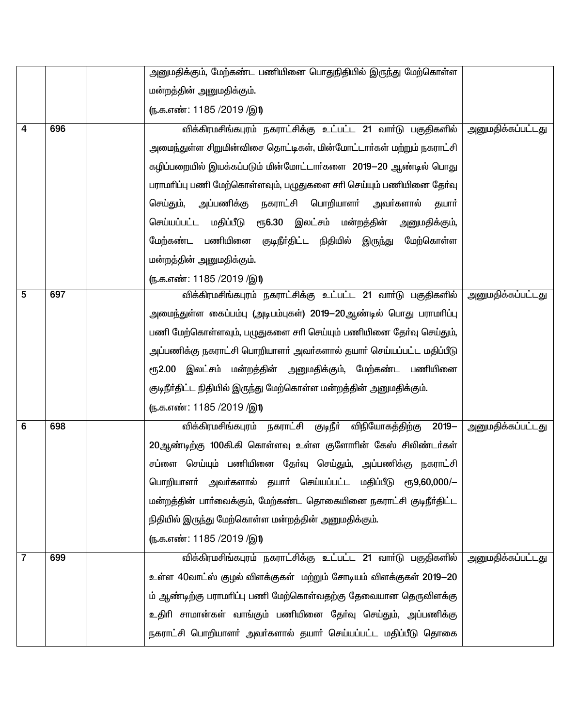| | | | | |
|---|---|---|---|---|
| | | | அனுமதிக்கும், மேற்கண்ட பணியினை பொதுநிதியில் இருந்து மேற்கொள்ள மன்றத்தின் அனுமதிக்கும். (ந.க.எண்: 1185 /2019 /இ1) | |
| 4 | 696 | | விக்கிரமசிங்கபுரம் நகராட்சிக்கு உட்பட்ட 21 வார்டு பகுதிகளில் அமைந்துள்ள சிறுமின்விசை தொட்டிகள், மின்மோட்டார்கள் மற்றும் நகராட்சி கழிப்பறையில் இயக்கப்படும் மின்மோட்டார்களை 2019–20 ஆண்டில் பொது பராமரிப்பு பணி மேற்கொள்ளவும், பழுதுகளை சரி செய்யும் பணியினை தேர்வு செய்தும், அப்பணிக்கு நகராட்சி பொறியாளர் அவர்களால் தயார் செய்யப்பட்ட மதிப்பீடு ரூ6.30 இலட்சம் மன்றத்தின் அனுமதிக்கும், மேற்கண்ட பணியினை குடிநீர்திட்ட நிதியில் இருந்து மேற்கொள்ள மன்றத்தின் அனுமதிக்கும். (ந.க.எண்: 1185 /2019 /இ1) | அனுமதிக்கப்பட்டது |
| 5 | 697 | | விக்கிரமசிங்கபுரம் நகராட்சிக்கு உட்பட்ட 21 வார்டு பகுதிகளில் அமைந்துள்ள கைப்பம்பு (அடிபம்புகள்) 2019–20ஆண்டில் பொது பராமரிப்பு பணி மேற்கொள்ளவும், பழுதுகளை சரி செய்யும் பணியினை தேர்வு செய்தும், அப்பணிக்கு நகராட்சி பொறியாளர் அவர்களால் தயார் செய்யப்பட்ட மதிப்பீடு ரூ2.00 இலட்சம் மன்றத்தின் அனுமதிக்கும், மேற்கண்ட பணியினை குடிநீர்திட்ட நிதியில் இருந்து மேற்கொள்ள மன்றத்தின் அனுமதிக்கும். (ந.க.எண்: 1185 /2019 /இ1) | அனுமதிக்கப்பட்டது |
| 6 | 698 | | விக்கிரமசிங்கபுரம் நகராட்சி குடிநீர் விநியோகத்திற்கு 2019–20ஆண்டிற்கு 100கி.கி கொள்ளவு உள்ள குளோரின் கேஸ் சிலிண்டர்கள் சப்ளை செய்யும் பணியினை தேர்வு செய்தும், அப்பணிக்கு நகராட்சி பொறியாளர் அவர்களால் தயார் செய்யப்பட்ட மதிப்பீடு ரூ9,60,000/– மன்றத்தின் பார்வைக்கும், மேற்கண்ட தொகையினை நகராட்சி குடிநீர்திட்ட நிதியில் இருந்து மேற்கொள்ள மன்றத்தின் அனுமதிக்கும். (ந.க.எண்: 1185 /2019 /இ1) | அனுமதிக்கப்பட்டது |
| 7 | 699 | | விக்கிரமசிங்கபுரம் நகராட்சிக்கு உட்பட்ட 21 வார்டு பகுதிகளில் உள்ள 40வாட்ஸ் குழல் விளக்குகள் மற்றும் சோடியம் விளக்குகள் 2019–20 ம் ஆண்டிற்கு பராமரிப்பு பணி மேற்கொள்வதற்கு தேவையான தெருவிளக்கு உதிரி சாமான்கள் வாங்கும் பணியினை தேர்வு செய்தும், அப்பணிக்கு நகராட்சி பொறியாளர் அவர்களால் தயார் செய்யப்பட்ட மதிப்பீடு தொகை | அனுமதிக்கப்பட்டது |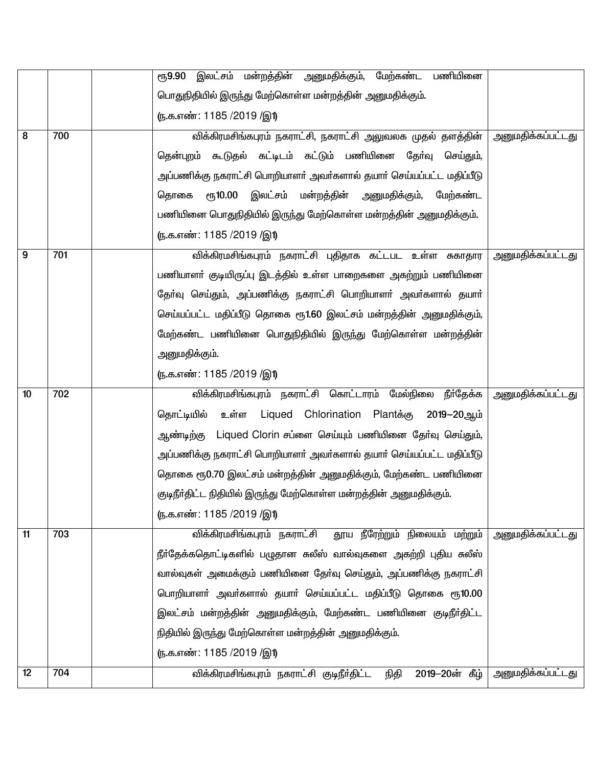| | | | | |
|---|---|---|---|---|
| | | | ரூ9.90 இலட்சம் மன்றத்தின் அனுமதிக்கும், மேற்கண்ட பணியினை பொதுநிதியில் இருந்து மேற்கொள்ள மன்றத்தின் அனுமதிக்கும். (ந.க.எண்: 1185 /2019 /இ1) | |
| 8 | 700 | | விக்கிரமசிங்கபுரம் நகராட்சி, நகராட்சி அலுவலக முதல் தளத்தின் தென்புறம் கூடுதல் கட்டிடம் கட்டும் பணியினை தேர்வு செய்தும், அப்பணிக்கு நகராட்சி பொறியாளர் அவர்களால் தயார் செய்யப்பட்ட மதிப்பீடு தொகை ரூ10.00 இலட்சம் மன்றத்தின் அனுமதிக்கும், மேற்கண்ட பணியினை பொதுநிதியில் இருந்து மேற்கொள்ள மன்றத்தின் அனுமதிக்கும். (ந.க.எண்: 1185 /2019 /இ1) | அனுமதிக்கப்பட்டது |
| 9 | 701 | | விக்கிரமசிங்கபுரம் நகராட்சி புதிதாக கட்டபட உள்ள சுகாதார பணியாளர் குடியிருப்பு இடத்தில் உள்ள பாறைகளை அகற்றும் பணியினை தேர்வு செய்தும், அப்பணிக்கு நகராட்சி பொறியாளர் அவர்களால் தயார் செய்யப்பட்ட மதிப்பீடு தொகை ரூ1.60 இலட்சம் மன்றத்தின் அனுமதிக்கும், மேற்கண்ட பணியினை பொதுநிதியில் இருந்து மேற்கொள்ள மன்றத்தின் அனுமதிக்கும். (ந.க.எண்: 1185 /2019 /இ1) | அனுமதிக்கப்பட்டது |
| 10 | 702 | | விக்கிரமசிங்கபுரம் நகராட்சி கொட்டாரம் மேல்நிலை நீர்தேக்க தொட்டியில் உள்ள Liqued Chlorination Plantக்கு 2019–20ஆம் ஆண்டிற்கு Liqued Clorin சப்ளை செய்யும் பணியினை தேர்வு செய்தும், அப்பணிக்கு நகராட்சி பொறியாளர் அவர்களால் தயார் செய்யப்பட்ட மதிப்பீடு தொகை ரூ0.70 இலட்சம் மன்றத்தின் அனுமதிக்கும், மேற்கண்ட பணியினை குடிநீர்திட்ட நிதியில் இருந்து மேற்கொள்ள மன்றத்தின் அனுமதிக்கும். (ந.க.எண்: 1185 /2019 /இ1) | அனுமதிக்கப்பட்டது |
| 11 | 703 | | விக்கிரமசிங்கபுரம் நகராட்சி தூய நீரேற்றும் நிலையம் மற்றும் நீர்தேக்கதொட்டிகளில் பழுதான சுலீஸ் வால்வுகளை அகற்றி புதிய சுலீஸ் வால்வுகள் அமைக்கும் பணியினை தேர்வு செய்தும், அப்பணிக்கு நகராட்சி பொறியாளர் அவர்களால் தயார் செய்யப்பட்ட மதிப்பீடு தொகை ரூ10.00 இலட்சம் மன்றத்தின் அனுமதிக்கும், மேற்கண்ட பணியினை குடிநீர்திட்ட நிதியில் இருந்து மேற்கொள்ள மன்றத்தின் அனுமதிக்கும். (ந.க.எண்: 1185 /2019 /இ1) | அனுமதிக்கப்பட்டது |
| 12 | 704 | | விக்கிரமசிங்கபுரம் நகராட்சி குடிநீர்திட்ட நிதி 2019–20ன் கீழ் | அனுமதிக்கப்பட்டது |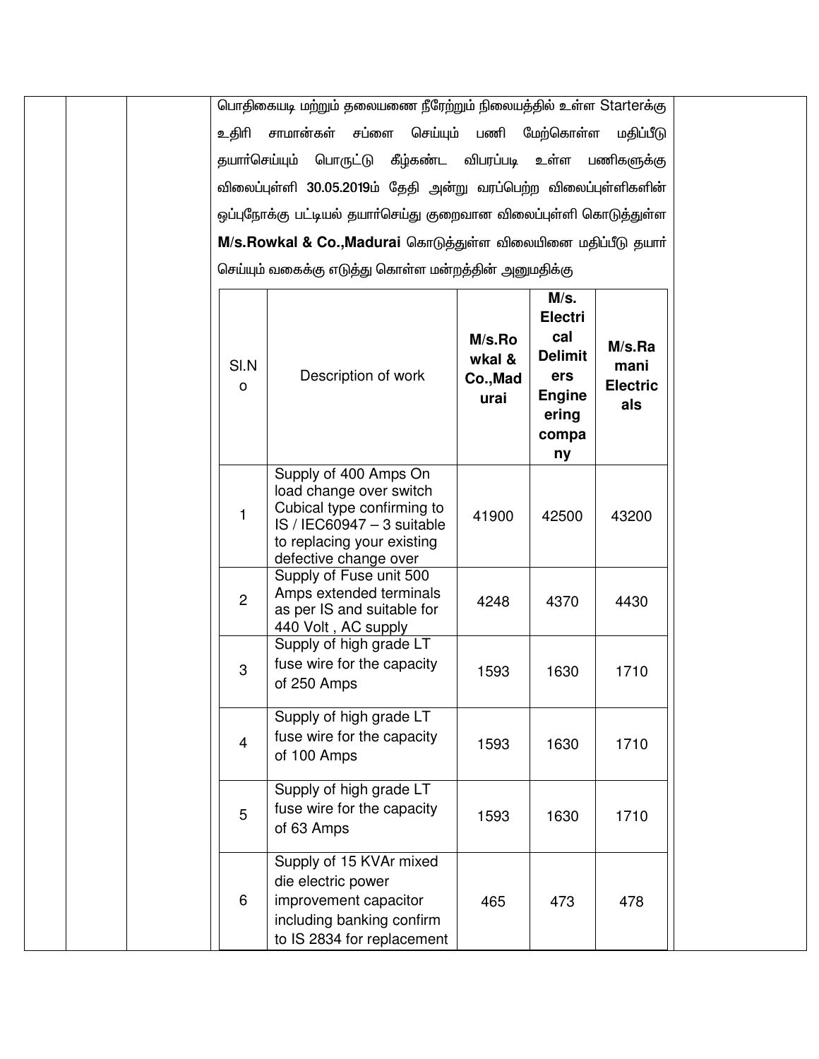பொதிகையடி மற்றும் தலையணை நீரேற்றும் நிலையத்தில் உள்ள Starterக்கு உதிரி சாமான்கள் சப்ளை செய்யும் பணி மேற்கொள்ள மதிப்பீடு தயார்செய்யும் பொருட்டு கீழ்கண்ட விபரப்படி உள்ள பணிகளுக்கு விலைப்புள்ளி **30.05.2019**ம் தேதி அன்று வரப்பெற்ற விலைப்புள்ளிகளின் ஒப்புநோக்கு பட்டியல் தயார்செய்து குறைவான விலைப்புள்ளி கொடுத்துள்ள **M/s.Rowkal & Co.,Madurai** கொடுத்துள்ள விலையினை மதிப்பீடு தயார் செய்யும் வகைக்கு எடுத்து கொள்ள மன்றத்தின் அனுமதிக்கு

| Sl.No | Description of work | **M/s.Rowkal & Co.,Madurai** | **M/s. Electrical Delimiters Engineering company** | **M/s.Ramani Electricals** |
|---|---|---|---|---|
| 1 | Supply of 400 Amps On load change over switch Cubical type confirming to IS / IEC60947 – 3 suitable to replacing your existing defective change over | 41900 | 42500 | 43200 |
| 2 | Supply of Fuse unit 500 Amps extended terminals as per IS and suitable for 440 Volt , AC supply | 4248 | 4370 | 4430 |
| 3 | Supply of high grade LT fuse wire for the capacity of 250 Amps | 1593 | 1630 | 1710 |
| 4 | Supply of high grade LT fuse wire for the capacity of 100 Amps | 1593 | 1630 | 1710 |
| 5 | Supply of high grade LT fuse wire for the capacity of 63 Amps | 1593 | 1630 | 1710 |
| 6 | Supply of 15 KVAr mixed die electric power improvement capacitor including banking confirm to IS 2834 for replacement | 465 | 473 | 478 |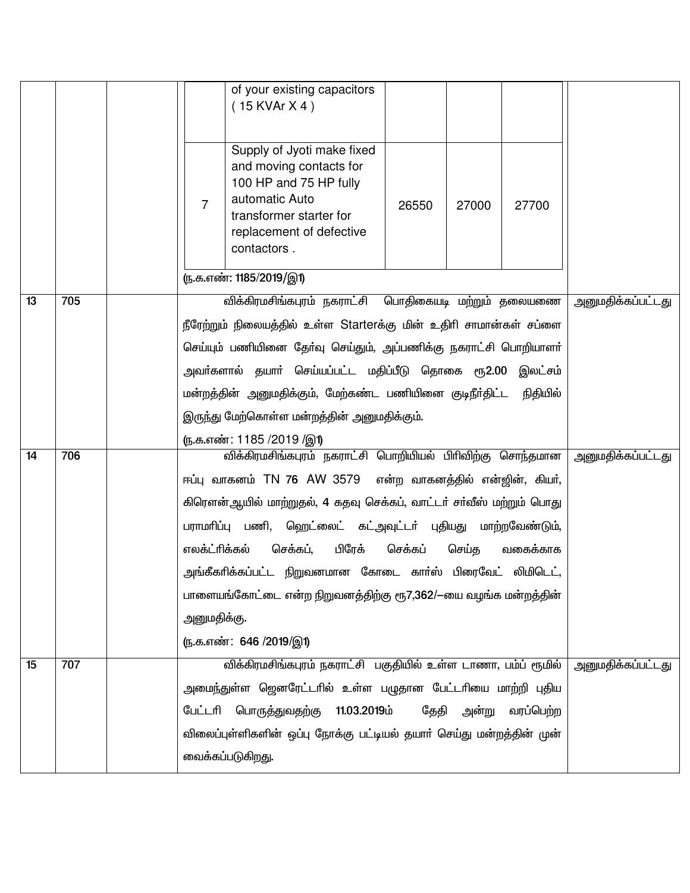| | | | | |
|---|---|---|---|---|
| | | | | of your existing capacitors ( 15 KVAr X 4 ) | | | |
| | | | 7 | Supply of Jyoti make fixed and moving contacts for 100 HP and 75 HP fully automatic Auto transformer starter for replacement of defective contactors . | 26550 | 27000 | 27700 |

(ந.க.எண்: 1185/2019/இ1)

| | | | | |
|---|---|---|---|---|
| 13 | 705 | | விக்கிரமசிங்கபுரம் நகராட்சி பொதிகையடி மற்றும் தலையணை நீரேற்றும் நிலையத்தில் உள்ள Starterக்கு மின் உதிரி சாமான்கள் சப்ளை செய்யும் பணியினை தேர்வு செய்தும், அப்பணிக்கு நகராட்சி பொறியாளர் அவர்களால் தயார் செய்யப்பட்ட மதிப்பீடு தொகை ரூ2.00 இலட்சம் மன்றத்தின் அனுமதிக்கும், மேற்கண்ட பணியினை குடிநீர்திட்ட நிதியில் இருந்து மேற்கொள்ள மன்றத்தின் அனுமதிக்கும்.<br>(ந.க.எண்: 1185 /2019 /இ1) | அனுமதிக்கப்பட்டது |
| 14 | 706 | | விக்கிரமசிங்கபுரம் நகராட்சி பொறியியல் பிரிவிற்கு சொந்தமான ஈப்பு வாகனம் TN 76 AW 3579 என்ற வாகனத்தில் என்ஜின், கியர், கிரௌன்ஆயில் மாற்றுதல், 4 கதவு செக்கப், வாட்டர் சர்வீஸ் மற்றும் பொது பராமரிப்பு பணி, ஹெட்லைட் கட்அவுட்டர் புதியது மாற்றவேண்டும், எலக்ட்ரிக்கல் செக்கப், பிரேக் செக்கப் செய்த வகைக்காக அங்கீகரிக்கப்பட்ட நிறுவனமான கோடை கார்ஸ் பிரைவேட் லிமிடெட், பாளையங்கோட்டை என்ற நிறுவனத்திற்கு ரூ7,362/—யை வழங்க மன்றத்தின் அனுமதிக்கு.<br>(ந.க.எண்: 646 /2019/இ1) | அனுமதிக்கப்பட்டது |
| 15 | 707 | | விக்கிரமசிங்கபுரம் நகராட்சி பகுதியில் உள்ள டாணா, பம்ப் ரூமில் அமைந்துள்ள ஜெனரேட்டரில் உள்ள பழுதான பேட்டரியை மாற்றி புதிய பேட்டரி பொருத்துவதற்கு 11.03.2019ம் தேதி அன்று வரப்பெற்ற விலைப்புள்ளிகளின் ஒப்பு நோக்கு பட்டியல் தயார் செய்து மன்றத்தின் முன் வைக்கப்படுகிறது. | அனுமதிக்கப்பட்டது |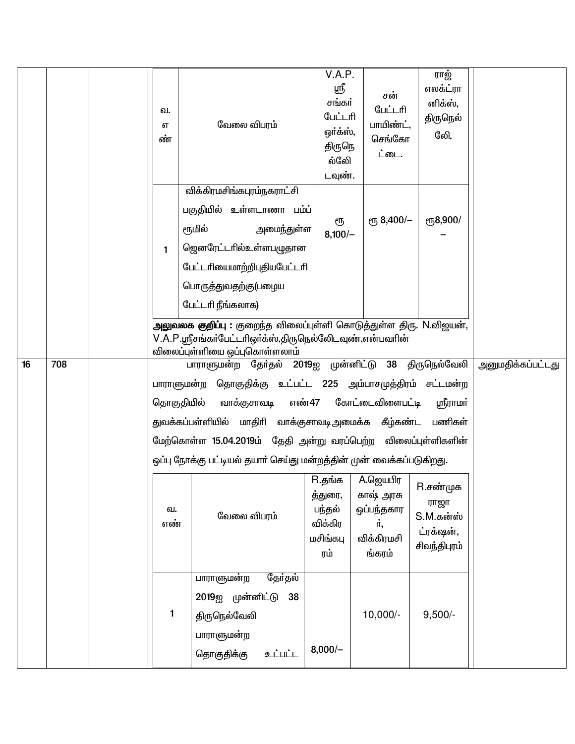| | | | | |
|---|---|---|---|---|
| | | | \| வ. எண் \| வேலை விபரம் \| V.A.P. ஸ்ரீ சங்கர் பேட்டரி ஒர்க்ஸ், திருநெல்லி டவுண். \| சன் பேட்டரி பாயிண்ட், செங்கோட்டை. \| ராஜ் எலக்ட்ரானிக்ஸ், திருநெல்லேி. \|<br>\| 1 \| விக்கிரமசிங்கபுரம்நகராட்சி பகுதியில் உள்ளடாணா பம்ப் ரூமில் அமைந்துள்ள ஜெனரேட்டரில்உள்ளபழுதான பேட்டரியைமாற்றிபுதியபேட்டரி பொருத்துவதற்கு(பழைய பேட்டரி நீங்கலாக) \| ரூ 8,100/– \| ரூ 8,400/– \| ரூ8,900/– \|<br><br>**அலுவலக குறிப்பு :** குறைந்த விலைப்புள்ளி கொடுத்துள்ள திரு. N.விஜயன், V.A.P.ஸ்ரீசங்கர்பேட்டரிஒர்க்ஸ்,திருநெல்லேிடவுண்,என்பவரின் விலைப்புள்ளியை ஒப்புகொள்ளலாம் | |
| 16 | 708 | | பாராளுமன்ற தேர்தல் 2019ஐ முன்னிட்டு 38 திருநெல்வேலி பாராளுமன்ற தொகுதிக்கு உட்பட்ட 225 அம்பாசமுத்திரம் சட்டமன்ற தொகுதியில் வாக்குசாவடி எண்47 கோட்டைவிளைபட்டி ஸ்ரீராமர் துவக்கப்பள்ளியில் மாதிரி வாக்குசாவடிஅமைக்க கீழ்கண்ட பணிகள் மேற்கொள்ள 15.04.2019ம் தேதி அன்று வரப்பெற்ற விலைப்புள்ளிகளின் ஒப்பு நோக்கு பட்டியல் தயார் செய்து மன்றத்தின் முன் வைக்கப்படுகிறது.<br><br>\| வ. எண் \| வேலை விபரம் \| R.தங்கத்துரை, பந்தல் விக்கிரமசிங்கபுரம் \| A.ஜெயபிரகாஷ் அரசு ஒப்பந்தகாரர், விக்கிரமசிங்கரம் \| R.சண்முகராஜா S.M.கன்ஸ்ட்ரக்ஷன், சிவந்திபுரம் \|<br>\| 1 \| பாராளுமன்ற தேர்தல் 2019ஐ முன்னிட்டு 38 திருநெல்வேலி பாராளுமன்ற தொகுதிக்கு உட்பட்ட \| 8,000/– \| 10,000/- \| 9,500/- \| | அனுமதிக்கப்பட்டது |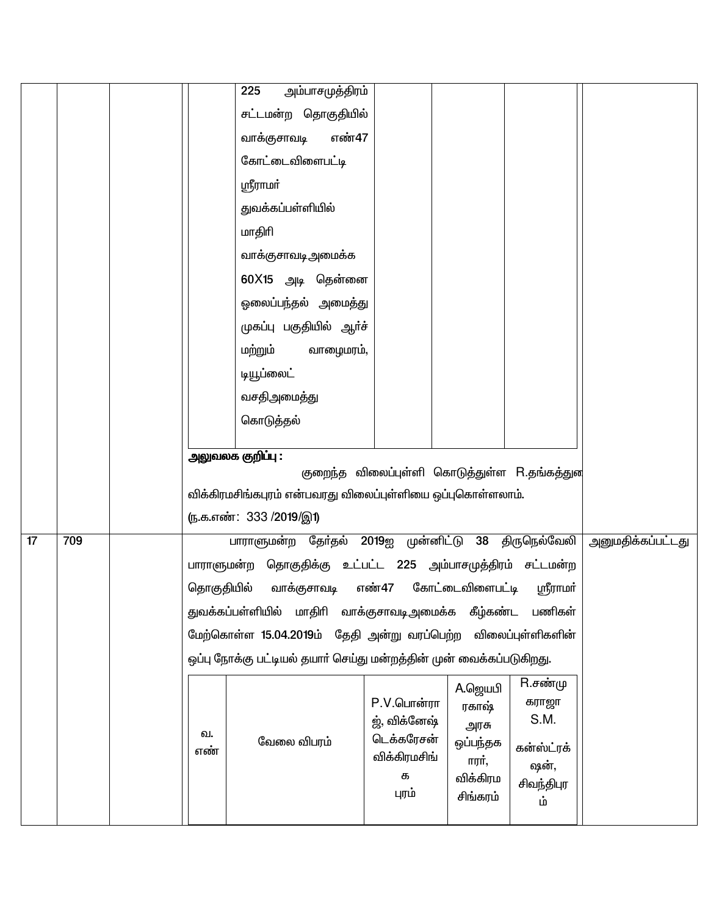| | | | | |
|---|---|---|---|---|
| | | | 225 அம்பாசமுத்திரம் சட்டமன்ற தொகுதியில் வாக்குசாவடி எண்47 கோட்டைவிளைபட்டி ஸ்ரீராமர் துவக்கப்பள்ளியில் மாதிரி வாக்குசாவடிஅமைக்க 60X15 அடி தென்னை ஓலைப்பந்தல் அமைத்து முகப்பு பகுதியில் ஆர்ச் மற்றும் வாழைமரம், டியூப்லைட் வசதிஅமைத்து கொடுத்தல் | |
| | | | **அலுவலக குறிப்பு :** குறைந்த விலைப்புள்ளி கொடுத்துள்ள R.தங்கத்துரை விக்கிரமசிங்கபுரம் என்பவரது விலைப்புள்ளியை ஒப்புகொள்ளலாம். (ந.க.எண்: 333 /2019/இ1) | |
| 17 | 709 | | பாராளுமன்ற தேர்தல் 2019ஐ முன்னிட்டு 38 திருநெல்வேலி பாராளுமன்ற தொகுதிக்கு உட்பட்ட 225 அம்பாசமுத்திரம் சட்டமன்ற தொகுதியில் வாக்குசாவடி எண்47 கோட்டைவிளைபட்டி ஸ்ரீராமர் துவக்கப்பள்ளியில் மாதிரி வாக்குசாவடிஅமைக்க கீழ்கண்ட பணிகள் மேற்கொள்ள 15.04.2019ம் தேதி அன்று வரப்பெற்ற விலைப்புள்ளிகளின் ஒப்பு நோக்கு பட்டியல் தயார் செய்து மன்றத்தின் முன் வைக்கப்படுகிறது. | அனுமதிக்கப்பட்டது |

| வ. எண் | வேலை விபரம் | P.V.பொன்ராஜ், விக்னேஷ் டெக்கரேசன் விக்கிரமசிங்கபுரம் | A.ஜெயபிரகாஷ் அரசு ஒப்பந்தகாரர், விக்கிரமசிங்கரம் | R.சண்முகராஜா S.M. கன்ஸ்ட்ரக்ஷன், சிவந்திபுரம் |
|---|---|---|---|---|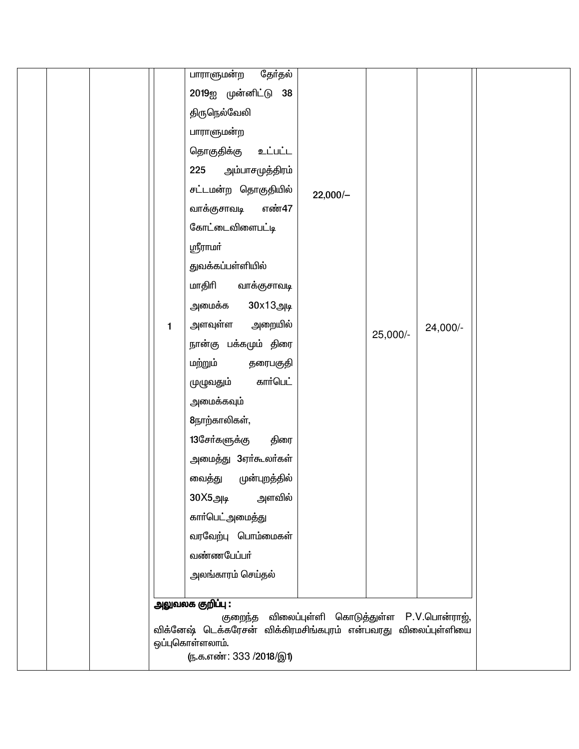| | | | | | | | | |
|---|---|---|---|---|---|---|---|---|
| | | | 1 | பாராளுமன்ற தேர்தல் 2019ஐ முன்னிட்டு 38 திருநெல்வேலி பாராளுமன்ற தொகுதிக்கு உட்பட்ட 225 அம்பாசமுத்திரம் சட்டமன்ற தொகுதியில் வாக்குசாவடி எண்47 கோட்டைவிளைபட்டி ஸ்ரீராமர் துவக்கப்பள்ளியில் மாதிரி வாக்குசாவடி அமைக்க 30x13அடி அளவுள்ள அறையில் நான்கு பக்கமும் திரை மற்றும் தரைபகுதி முழுவதும் கார்பெட் அமைக்கவும் 8நாற்காலிகள், 13சேர்களுக்கு திரை அமைத்து 3ஏர்கூலர்கள் வைத்து முன்புறத்தில் 30X5அடி அளவில் கார்பெட்அமைத்து வரவேற்பு பொம்மைகள் வண்ணபேப்பர் அலங்காரம் செய்தல் | 22,000/– | 25,000/- | 24,000/- | |

**அலுவலக குறிப்பு :**

குறைந்த விலைப்புள்ளி கொடுத்துள்ள P.V.பொன்ராஜ், விக்னேஷ் டெக்கரேசன் விக்கிரமசிங்கபுரம் என்பவரது விலைப்புள்ளியை ஒப்புகொள்ளலாம்.

(ந.க.எண்: 333 /2018/இ1)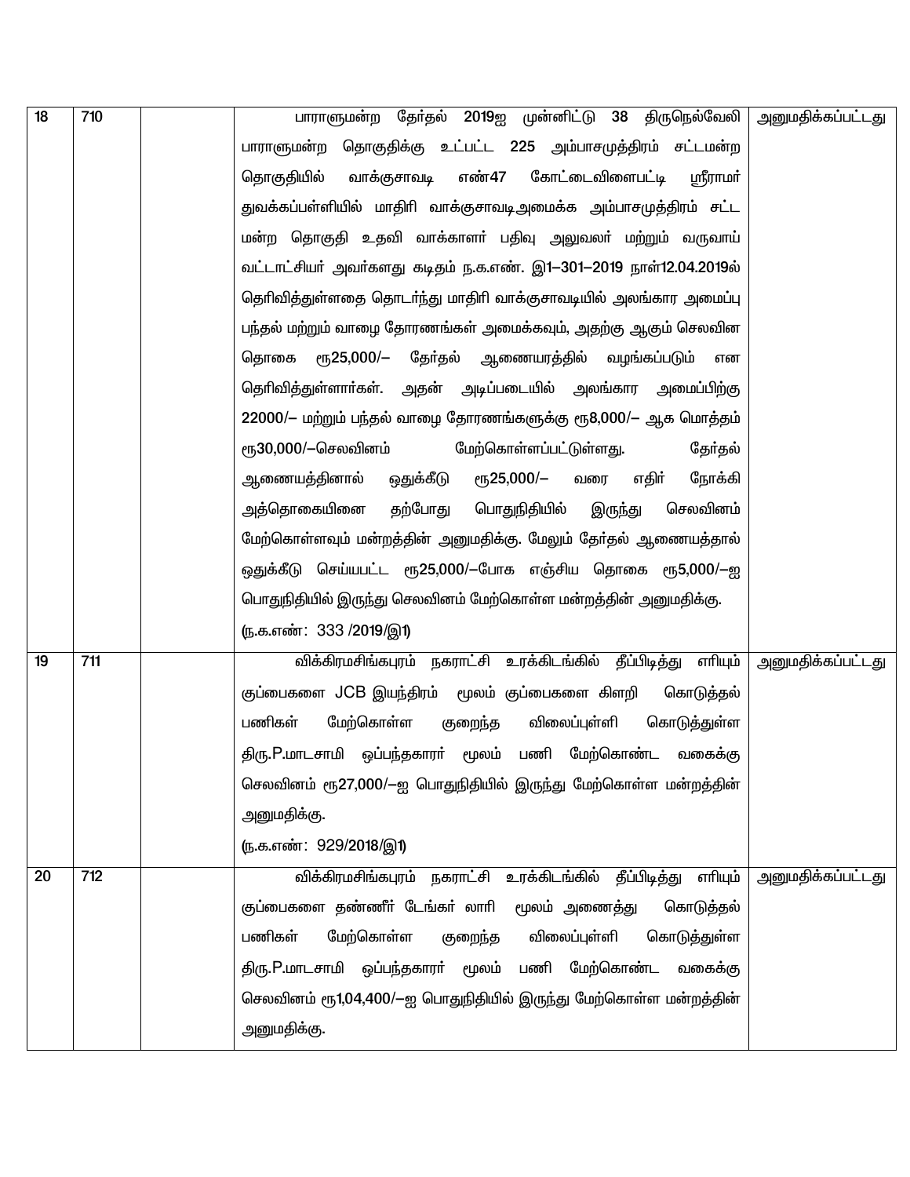| | | | | |
|---|---|---|---|---|
| 18 | 710 | | பாராளுமன்ற தேர்தல் 2019ஐ முன்னிட்டு 38 திருநெல்வேலி பாராளுமன்ற தொகுதிக்கு உட்பட்ட 225 அம்பாசமுத்திரம் சட்டமன்ற தொகுதியில் வாக்குசாவடி எண்47 கோட்டைவிளைபட்டி ஸ்ரீராமர் துவக்கப்பள்ளியில் மாதிரி வாக்குசாவடிஅமைக்க அம்பாசமுத்திரம் சட்ட மன்ற தொகுதி உதவி வாக்காளர் பதிவு அலுவலர் மற்றும் வருவாய் வட்டாட்சியர் அவர்களது கடிதம் ந.க.எண். இ1–301–2019 நாள்12.04.2019ல் தெரிவித்துள்ளதை தொடர்ந்து மாதிரி வாக்குசாவடியில் அலங்கார அமைப்பு பந்தல் மற்றும் வாழை தோரணங்கள் அமைக்கவும், அதற்கு ஆகும் செலவின தொகை ரூ25,000/– தேர்தல் ஆணையரத்தில் வழங்கப்படும் என தெரிவித்துள்ளார்கள். அதன் அடிப்படையில் அலங்கார அமைபிற்கு 22000/– மற்றும் பந்தல் வாழை தோரணங்களுக்கு ரூ8,000/– ஆக மொத்தம் ரூ30,000/–செலவினம் மேற்கொள்ளப்பட்டுள்ளது. தேர்தல் ஆணையத்தினால் ஒதுக்கீடு ரூ25,000/– வரை எதிர் நோக்கி அத்தொகையினை தற்போது பொதுநிதியில் இருந்து செலவினம் மேற்கொள்ளவும் மன்றத்தின் அனுமதிக்கு. மேலும் தேர்தல் ஆணையத்தால் ஒதுக்கீடு செய்யபட்ட ரூ25,000/–போக எஞ்சிய தொகை ரூ5,000/–ஐ பொதுநிதியில் இருந்து செலவினம் மேற்கொள்ள மன்றத்தின் அனுமதிக்கு. (ந.க.எண்: 333 /2019/இ1) | அனுமதிக்கப்பட்டது |
| 19 | 711 | | விக்கிரமசிங்கபுரம் நகராட்சி உரக்கிடங்கில் தீப்பிடித்து எரியும் குப்பைகளை JCB இயந்திரம் மூலம் குப்பைகளை கிளறி கொடுத்தல் பணிகள் மேற்கொள்ள குறைந்த விலைப்புள்ளி கொடுத்துள்ள திரு.P.மாடசாமி ஒப்பந்தகாரர் மூலம் பணி மேற்கொண்ட வகைக்கு செலவினம் ரூ27,000/–ஐ பொதுநிதியில் இருந்து மேற்கொள்ள மன்றத்தின் அனுமதிக்கு. (ந.க.எண்: 929/2018/இ1) | அனுமதிக்கப்பட்டது |
| 20 | 712 | | விக்கிரமசிங்கபுரம் நகராட்சி உரக்கிடங்கில் தீப்பிடித்து எரியும் குப்பைகளை தண்ணீர் டேங்கர் லாரி மூலம் அணைத்து கொடுத்தல் பணிகள் மேற்கொள்ள குறைந்த விலைப்புள்ளி கொடுத்துள்ள திரு.P.மாடசாமி ஒப்பந்தகாரர் மூலம் பணி மேற்கொண்ட வகைக்கு செலவினம் ரூ1,04,400/–ஐ பொதுநிதியில் இருந்து மேற்கொள்ள மன்றத்தின் அனுமதிக்கு. | அனுமதிக்கப்பட்டது |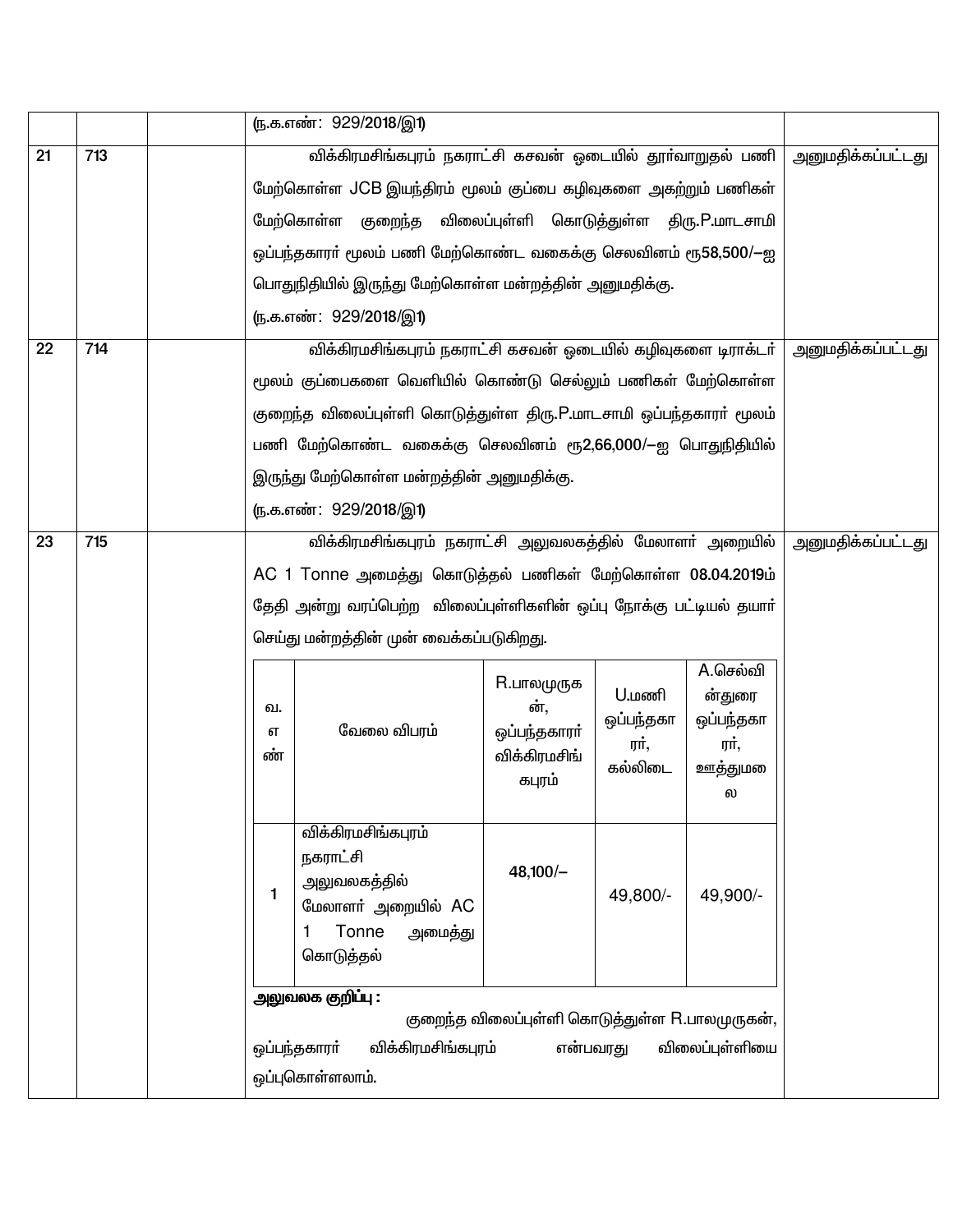| | | | | |
|---|---|---|---|---|
| | | | (ந.க.எண்: 929/2018/இ1) | |
| 21 | 713 | | விக்கிரமசிங்கபுரம் நகராட்சி கசவன் ஓடையில் தூர்வாறுதல் பணி மேற்கொள்ள JCB இயந்திரம் மூலம் குப்பை கழிவுகளை அகற்றும் பணிகள் மேற்கொள்ள குறைந்த விலைப்புள்ளி கொடுத்துள்ள திரு.P.மாடசாமி ஒப்பந்தகாரர் மூலம் பணி மேற்கொண்ட வகைக்கு செலவினம் ரூ58,500/—ஐ பொதுநிதியில் இருந்து மேற்கொள்ள மன்றத்தின் அனுமதிக்கு.<br>(ந.க.எண்: 929/2018/இ1) | அனுமதிக்கப்பட்டது |
| 22 | 714 | | விக்கிரமசிங்கபுரம் நகராட்சி கசவன் ஓடையில் கழிவுகளை டிராக்டர் மூலம் குப்பைகளை வெளியில் கொண்டு செல்லும் பணிகள் மேற்கொள்ள குறைந்த விலைப்புள்ளி கொடுத்துள்ள திரு.P.மாடசாமி ஒப்பந்தகாரர் மூலம் பணி மேற்கொண்ட வகைக்கு செலவினம் ரூ2,66,000/—ஐ பொதுநிதியில் இருந்து மேற்கொள்ள மன்றத்தின் அனுமதிக்கு.<br>(ந.க.எண்: 929/2018/இ1) | அனுமதிக்கப்பட்டது |
| 23 | 715 | | விக்கிரமசிங்கபுரம் நகராட்சி அலுவலகத்தில் மேலாளர் அறையில் AC 1 Tonne அமைத்து கொடுத்தல் பணிகள் மேற்கொள்ள 08.04.2019ம் தேதி அன்று வரப்பெற்ற விலைப்புள்ளிகளின் ஒப்பு நோக்கு பட்டியல் தயார் செய்து மன்றத்தின் முன் வைக்கப்படுகிறது. | அனுமதிக்கப்பட்டது |

| வ. எண் | வேலை விபரம் | R.பாலமுருகன், ஒப்பந்தகாரர் விக்கிரமசிங்கபுரம் | U.மணி ஒப்பந்தகாரர், கல்லிடை | A.செல்வின்துரை ஒப்பந்தகாரர், ஊத்துமலை |
|---|---|---|---|---|
| 1 | விக்கிரமசிங்கபுரம் நகராட்சி அலுவலகத்தில் மேலாளர் அறையில் AC 1 Tonne அமைத்து கொடுத்தல் | 48,100/— | 49,800/- | 49,900/- |

**அலுவலக குறிப்பு :**

குறைந்த விலைப்புள்ளி கொடுத்துள்ள R.பாலமுருகன், ஒப்பந்தகாரர் விக்கிரமசிங்கபுரம் என்பவரது விலைப்புள்ளியை ஒப்புகொள்ளலாம்.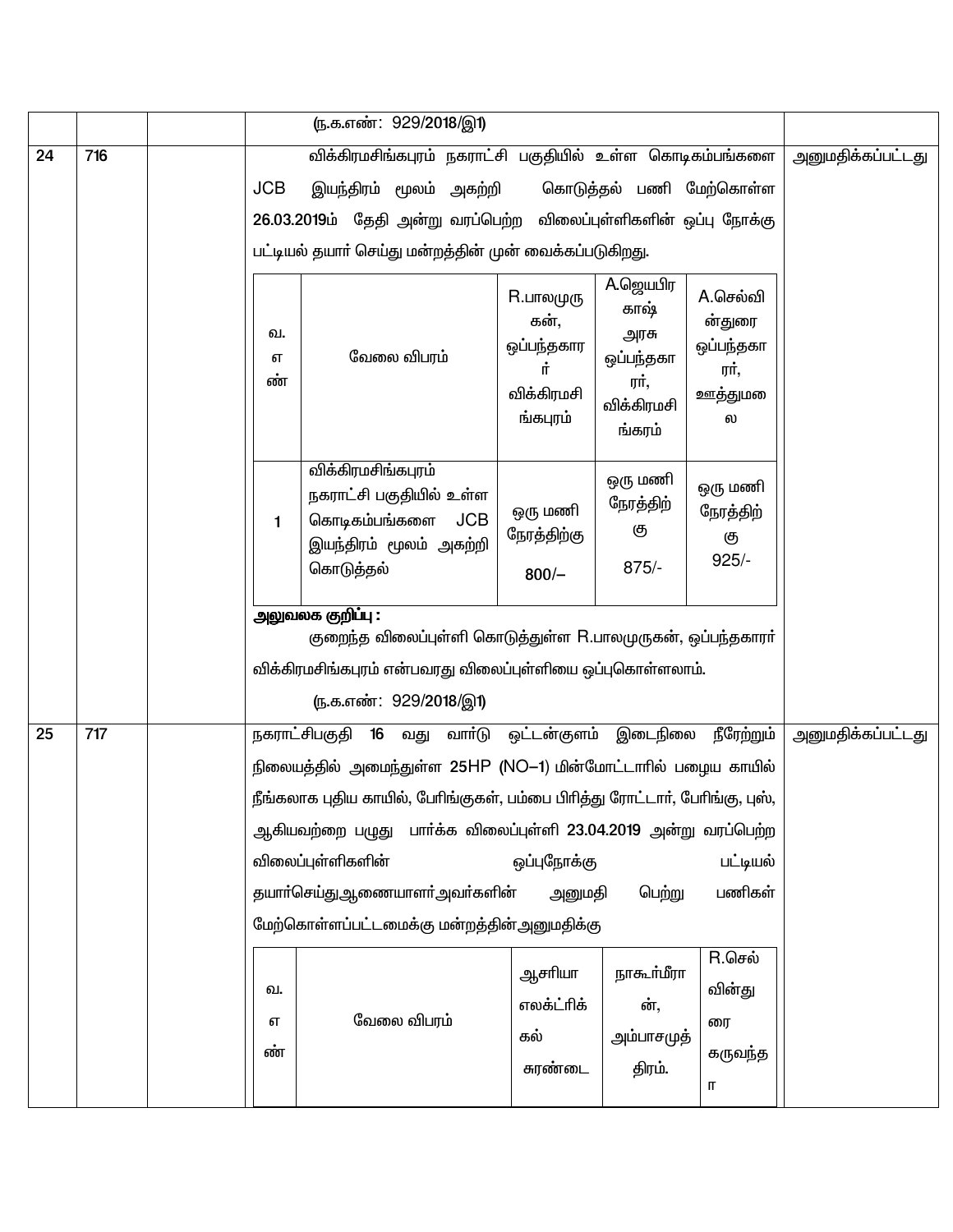| | | | | |
|---|---|---|---|---|
| | | | (ந.க.எண்: 929/2018/இ1) | |
| 24 | 716 | | விக்கிரமசிங்கபுரம் நகராட்சி பகுதியில் உள்ள கொடிகம்பங்களை JCB இயந்திரம் மூலம் அகற்றி கொடுத்தல் பணி மேற்கொள்ள 26.03.2019ம் தேதி அன்று வரப்பெற்ற விலைப்புள்ளிகளின் ஒப்பு நோக்கு பட்டியல் தயார் செய்து மன்றத்தின் முன் வைக்கப்படுகிறது. | அனுமதிக்கப்பட்டது |

| வ. எண் | வேலை விபரம் | R.பாலமுருகன், ஒப்பந்தகாரர் விக்கிரமசிங்கபுரம் | A.ஜெயபிரகாஷ் அரசு ஒப்பந்தகாரர், விக்கிரமசிங்கரம் | A.செல்வின்துரை ஒப்பந்தகாரர், ஊத்துமலை |
|---|---|---|---|---|
| 1 | விக்கிரமசிங்கபுரம் நகராட்சி பகுதியில் உள்ள கொடிகம்பங்களை JCB இயந்திரம் மூலம் அகற்றி கொடுத்தல் | ஒரு மணி நேரத்திற்கு 800/– | ஒரு மணி நேரத்திற்கு 875/- | ஒரு மணி நேரத்திற்கு 925/- |

**அலுவலக குறிப்பு :**

குறைந்த விலைப்புள்ளி கொடுத்துள்ள R.பாலமுருகன், ஒப்பந்தகாரர் விக்கிரமசிங்கபுரம் என்பவரது விலைப்புள்ளியை ஒப்புகொள்ளலாம்.

(ந.க.எண்: 929/2018/இ1)

| | | | | |
|---|---|---|---|---|
| 25 | 717 | | நகராட்சிபகுதி 16 வது வார்டு ஒட்டன்குளம் இடைநிலை நீரேற்றும் நிலையத்தில் அமைந்துள்ள 25HP (NO–1) மின்மோட்டாரில் பழைய காயில் நீங்கலாக புதிய காயில், பேரிங்குகள், பம்பை பிரித்து ரோட்டார், பேரிங்கு, புஸ், ஆகியவற்றை பழுது பார்க்க விலைப்புள்ளி 23.04.2019 அன்று வரப்பெற்ற விலைப்புள்ளிகளின் ஒப்புநோக்கு பட்டியல் தயார்செய்துஆணையாளர்அவர்களின் அனுமதி பெற்று பணிகள் மேற்கொள்ளப்பட்டமைக்கு மன்றத்தின்அனுமதிக்கு | அனுமதிக்கப்பட்டது |

| வ. எண் | வேலை விபரம் | ஆசரியா எலக்ட்ரிக்கல் சுரண்டை | நாகூர்மீரான், அம்பாசமுத்திரம். | R.செல்வின்துரை கருவந்தா |
|---|---|---|---|---|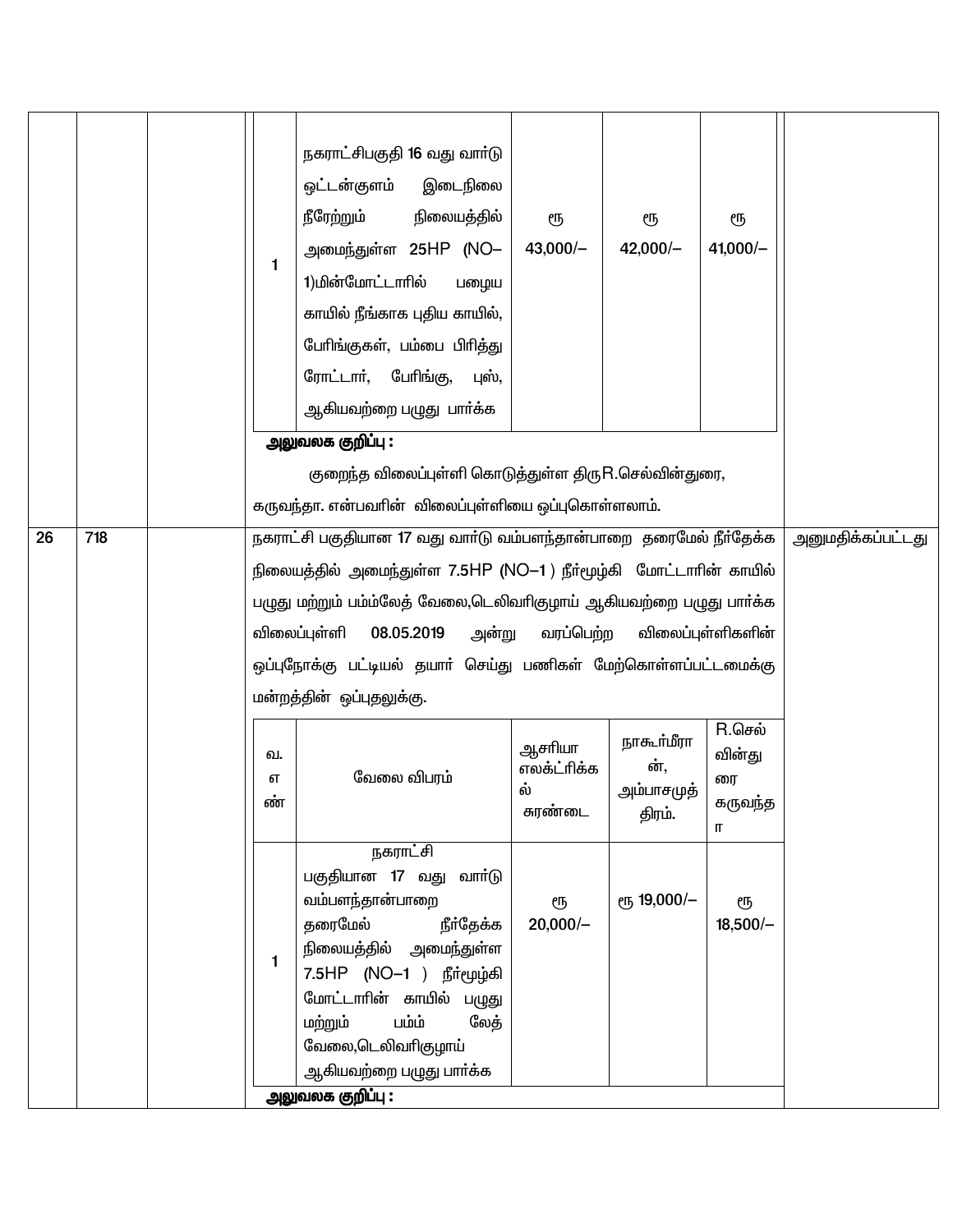| | | | | | | | |
|---|---|---|---|---|---|---|---|
| | | | 1 | நகராட்சிபகுதி 16 வது வார்டு ஒட்டன்குளம் இடைநிலை நீரேற்றும் நிலையத்தில் அமைந்துள்ள 25HP (NO–1)மின்மோட்டாரில் பழைய காயில் நீங்காக புதிய காயில், பேரிங்குகள், பம்பை பிரித்து ரோட்டார், பேரிங்கு, புஸ், ஆகியவற்றை பழுது பார்க்க | ரூ 43,000/– | ரூ 42,000/– | ரூ 41,000/– |

**அலுவலக குறிப்பு :**

குறைந்த விலைப்புள்ளி கொடுத்துள்ள திருR.செல்வின்துரை, கருவந்தா. என்பவரின் விலைப்புள்ளியை ஒப்புகொள்ளலாம்.

| 26 | 718 | | நகராட்சி பகுதியான 17 வது வார்டு வம்பளந்தான்பாறை தரைமேல் நீர்தேக்க நிலையத்தில் அமைந்துள்ள 7.5HP (NO–1 ) நீர்மூழ்கி மோட்டாரின் காயில் பழுது மற்றும் பம்ம்லேத் வேலை,டெலிவரிகுழாய் ஆகியவற்றை பழுது பார்க்க விலைப்புள்ளி 08.05.2019 அன்று வரப்பெற்ற விலைப்புள்ளிகளின் ஒப்புநோக்கு பட்டியல் தயார் செய்து பணிகள் மேற்கொள்ளப்பட்டமைக்கு மன்றத்தின் ஒப்புதலுக்கு. | அனுமதிக்கப்பட்டது |
|---|---|---|---|---|

| வ. எண் | வேலை விபரம் | ஆசரியா எலக்ட்ரிக்கல் சுரண்டை | நாகூர்மீரான், அம்பாசமுத்திரம். | R.செல்வின்துரை கருவந்தா |
|---|---|---|---|---|
| 1 | நகராட்சி பகுதியான 17 வது வார்டு வம்பளந்தான்பாறை தரைமேல் நீர்தேக்க நிலையத்தில் அமைந்துள்ள 7.5HP (NO–1 ) நீர்மூழ்கி மோட்டாரின் காயில் பழுது மற்றும் பம்ம் லேத் வேலை,டெலிவரிகுழாய் ஆகியவற்றை பழுது பார்க்க | ரூ 20,000/– | ரூ 19,000/– | ரூ 18,500/– |

**அலுவலக குறிப்பு :**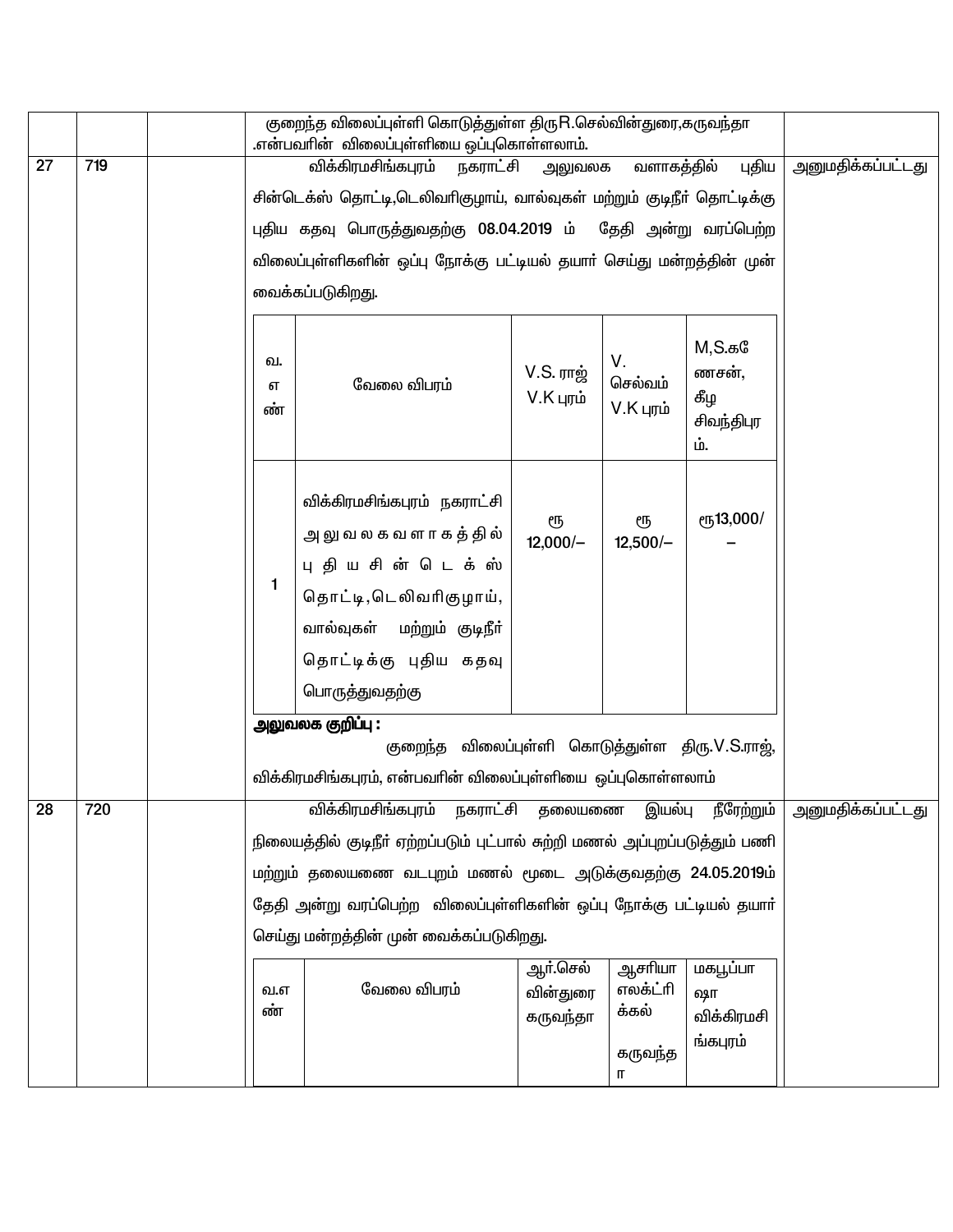| | | | | |
|---|---|---|---|---|
| | | | குறைந்த விலைப்புள்ளி கொடுத்துள்ள திருR.செல்வின்துரை,கருவந்தா .என்பவரின் விலைப்புள்ளியை ஒப்புகொள்ளலாம். | |
| 27 | 719 | | விக்கிரமசிங்கபுரம் நகராட்சி அலுவலக வளாகத்தில் புதிய சின்டெக்ஸ் தொட்டி,டெலிவரிகுழாய், வால்வுகள் மற்றும் குடிநீர் தொட்டிக்கு புதிய கதவு பொருத்துவதற்கு 08.04.2019 ம் தேதி அன்று வரப்பெற்ற விலைப்புள்ளிகளின் ஒப்பு நோக்கு பட்டியல் தயார் செய்து மன்றத்தின் முன் வைக்கப்படுகிறது. | அனுமதிக்கப்பட்டது |

| வ. எண் | வேலை விபரம் | V.S. ராஜ் V.K புரம் | V. செல்வம் V.K புரம் | M,S.கணேசன், கீழ சிவந்திபுரம். |
|---|---|---|---|---|
| 1 | விக்கிரமசிங்கபுரம் நகராட்சி அலுவலகவளாகத்தில் புதியசின்டெக்ஸ் தொட்டி,டெலிவரிகுழாய், வால்வுகள் மற்றும் குடிநீர் தொட்டிக்கு புதிய கதவு பொருத்துவதற்கு | ரூ 12,000/– | ரூ 12,500/– | ரூ13,000/– |

**அலுவலக குறிப்பு :**

குறைந்த விலைப்புள்ளி கொடுத்துள்ள திரு.V.S.ராஜ், விக்கிரமசிங்கபுரம், என்பவரின் விலைப்புள்ளியை ஒப்புகொள்ளலாம்

| | | | | |
|---|---|---|---|---|
| 28 | 720 | | விக்கிரமசிங்கபுரம் நகராட்சி தலையணை இயல்பு நீரேற்றும் நிலையத்தில் குடிநீர் ஏற்றப்படும் புட்பால் சுற்றி மணல் அப்புறப்படுத்தும் பணி மற்றும் தலையணை வடபுறம் மணல் மூடை அடுக்குவதற்கு 24.05.2019ம் தேதி அன்று வரப்பெற்ற விலைப்புள்ளிகளின் ஒப்பு நோக்கு பட்டியல் தயார் செய்து மன்றத்தின் முன் வைக்கப்படுகிறது. | அனுமதிக்கப்பட்டது |

| வ.எண் | வேலை விபரம் | ஆர்.செல் வின்துரை கருவந்தா | ஆசரியா எலக்ட்ரிக்கல் கருவந்தா | மகபூப்பாஷா விக்கிரமசிங்கபுரம் |
|---|---|---|---|---|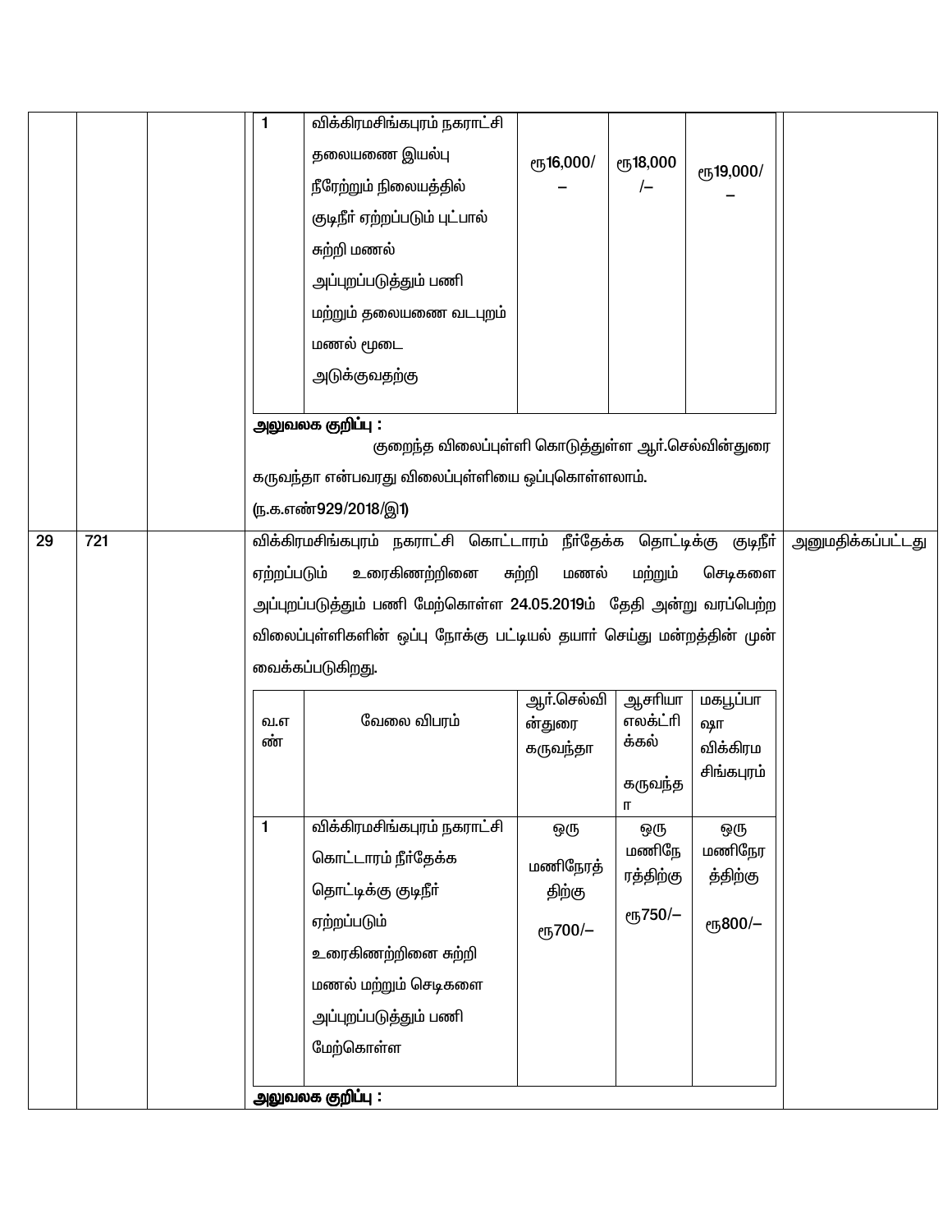| | | | | |
|---|---|---|---|---|
| | | | <table><tr><td>1</td><td>விக்கிரமசிங்கபுரம் நகராட்சி தலையணை இயல்பு நீரேற்றும் நிலையத்தில் குடிநீர் ஏற்றப்படும் புட்பால் சுற்றி மணல் அப்புறப்படுத்தும் பணி மற்றும் தலையணை வடபுறம் மணல் மூடை அடுக்குவதற்கு</td><td>ரூ16,000/–</td><td>ரூ18,000/–</td><td>ரூ19,000/–</td></tr></table> **அலுவலக குறிப்பு :** குறைந்த விலைப்புள்ளி கொடுத்துள்ள ஆர்.செல்வின்துரை கருவந்தா என்பவரது விலைப்புள்ளியை ஒப்புகொள்ளலாம். (ந.க.எண்929/2018/இ1) | |
| 29 | 721 | | விக்கிரமசிங்கபுரம் நகராட்சி கொட்டாரம் நீர்தேக்க தொட்டிக்கு குடிநீர் ஏற்றப்படும் உரைகிணற்றினை சுற்றி மணல் மற்றும் செடிகளை அப்புறப்படுத்தும் பணி மேற்கொள்ள 24.05.2019ம் தேதி அன்று வரப்பெற்ற விலைப்புள்ளிகளின் ஒப்பு நோக்கு பட்டியல் தயார் செய்து மன்றத்தின் முன் வைக்கப்படுகிறது. <table><tr><th>வ.எண்</th><th>வேலை விபரம்</th><th>ஆர்.செல்வின்துரை கருவந்தா</th><th>ஆசரியா எலக்ட்ரிக்கல் கருவந்தா</th><th>மகபூப்பாஷா விக்கிரமசிங்கபுரம்</th></tr><tr><td>1</td><td>விக்கிரமசிங்கபுரம் நகராட்சி கொட்டாரம் நீர்தேக்க தொட்டிக்கு குடிநீர் ஏற்றப்படும் உரைகிணற்றினை சுற்றி மணல் மற்றும் செடிகளை அப்புறப்படுத்தும் பணி மேற்கொள்ள</td><td>ஒரு மணிநேரத்திற்கு ரூ700/–</td><td>ஒரு மணிநேரத்திற்கு ரூ750/–</td><td>ஒரு மணிநேரத்திற்கு ரூ800/–</td></tr></table> **அலுவலக குறிப்பு :** | அனுமதிக்கப்பட்டது |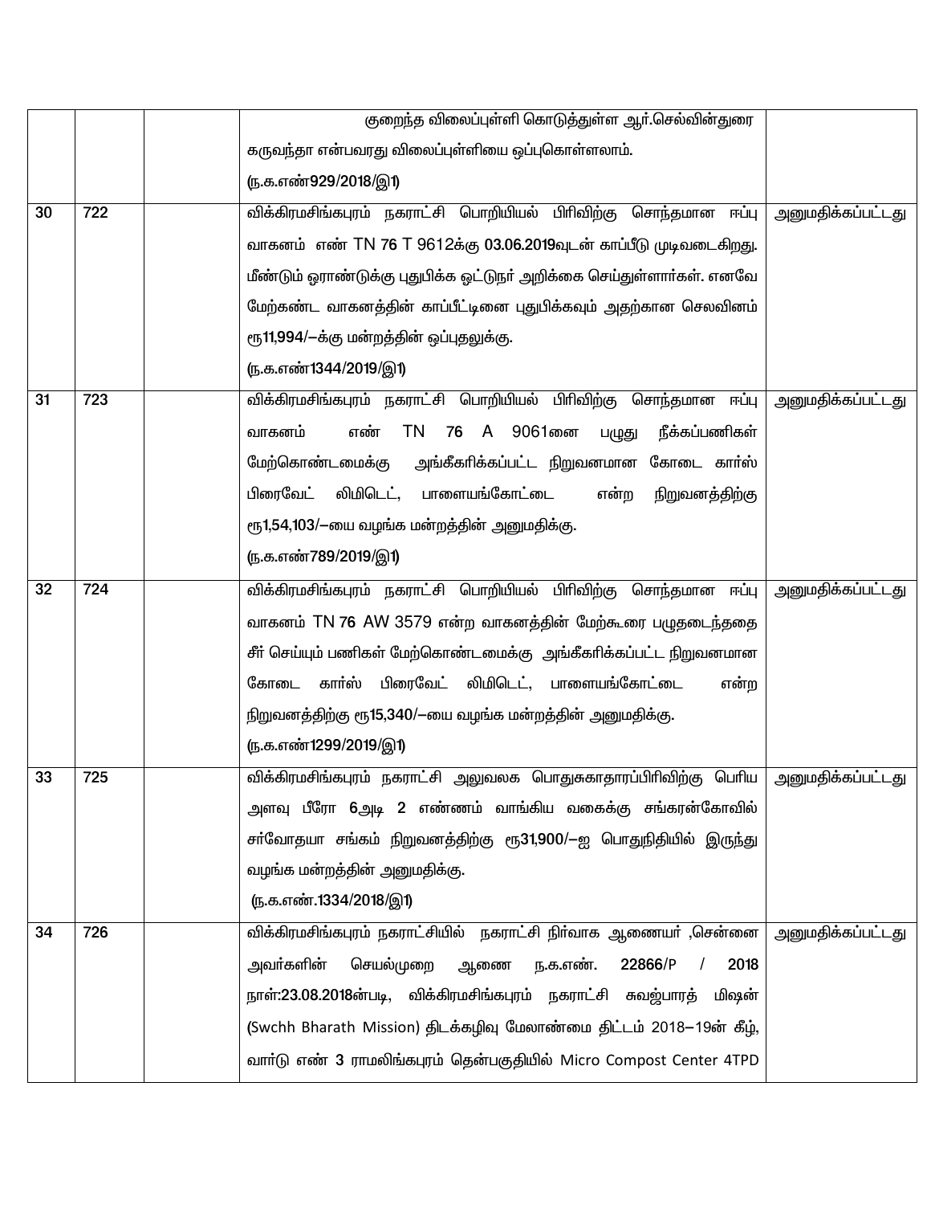| | | | | |
|---|---|---|---|---|
| | | | குறைந்த விலைப்புள்ளி கொடுத்துள்ள ஆர்.செல்வின்துரை கருவந்தா என்பவரது விலைப்புள்ளியை ஒப்புகொள்ளலாம்.<br>(ந.க.எண்929/2018/இ1) | |
| 30 | 722 | | விக்கிரமசிங்கபுரம் நகராட்சி பொறியியல் பிரிவிற்கு சொந்தமான ஈப்பு வாகனம் எண் TN 76 T 9612க்கு 03.06.2019வுடன் காப்பீடு முடிவடைகிறது. மீண்டும் ஓராண்டுக்கு புதுபிக்க ஓட்டுநர் அறிக்கை செய்துள்ளார்கள். எனவே மேற்கண்ட வாகனத்தின் காப்பீட்டினை புதுபிக்கவும் அதற்கான செலவினம் ரூ11,994/—க்கு மன்றத்தின் ஒப்புதலுக்கு.<br>(ந.க.எண்1344/2019/இ1) | அனுமதிக்கப்பட்டது |
| 31 | 723 | | விக்கிரமசிங்கபுரம் நகராட்சி பொறியியல் பிரிவிற்கு சொந்தமான ஈப்பு வாகனம் எண் TN 76 A 9061னை பழுது நீக்கப்பணிகள் மேற்கொண்டமைக்கு அங்கீகரிக்கப்பட்ட நிறுவனமான கோடை கார்ஸ் பிரைவேட் லிமிடெட், பாளையங்கோட்டை என்ற நிறுவனத்திற்கு ரூ1,54,103/—யை வழங்க மன்றத்தின் அனுமதிக்கு.<br>(ந.க.எண்789/2019/இ1) | அனுமதிக்கப்பட்டது |
| 32 | 724 | | விக்கிரமசிங்கபுரம் நகராட்சி பொறியியல் பிரிவிற்கு சொந்தமான ஈப்பு வாகனம் TN 76 AW 3579 என்ற வாகனத்தின் மேற்கூரை பழுதடைந்ததை சீர் செய்யும் பணிகள் மேற்கொண்டமைக்கு அங்கீகரிக்கப்பட்ட நிறுவனமான கோடை கார்ஸ் பிரைவேட் லிமிடெட், பாளையங்கோட்டை என்ற நிறுவனத்திற்கு ரூ15,340/—யை வழங்க மன்றத்தின் அனுமதிக்கு.<br>(ந.க.எண்1299/2019/இ1) | அனுமதிக்கப்பட்டது |
| 33 | 725 | | விக்கிரமசிங்கபுரம் நகராட்சி அலுவலக பொதுசுகாதாரப்பிரிவிற்கு பெரிய அளவு பீரோ 6அடி 2 எண்ணம் வாங்கிய வகைக்கு சங்கரன்கோவில் சர்வோதயா சங்கம் நிறுவனத்திற்கு ரூ31,900/—ஐ பொதுநிதியில் இருந்து வழங்க மன்றத்தின் அனுமதிக்கு.<br>(ந.க.எண்.1334/2018/இ1) | அனுமதிக்கப்பட்டது |
| 34 | 726 | | விக்கிரமசிங்கபுரம் நகராட்சியில் நகராட்சி நிர்வாக ஆணையர் ,சென்னை அவர்களின் செயல்முறை ஆணை ந.க.எண். 22866/P / 2018 நாள்:23.08.2018ன்படி, விக்கிரமசிங்கபுரம் நகராட்சி சுவஜ்பாரத் மிஷன் (Swchh Bharath Mission) திடக்கழிவு மேலாண்மை திட்டம் 2018—19ன் கீழ், வார்டு எண் 3 ராமலிங்கபுரம் தென்பகுதியில் Micro Compost Center 4TPD | அனுமதிக்கப்பட்டது |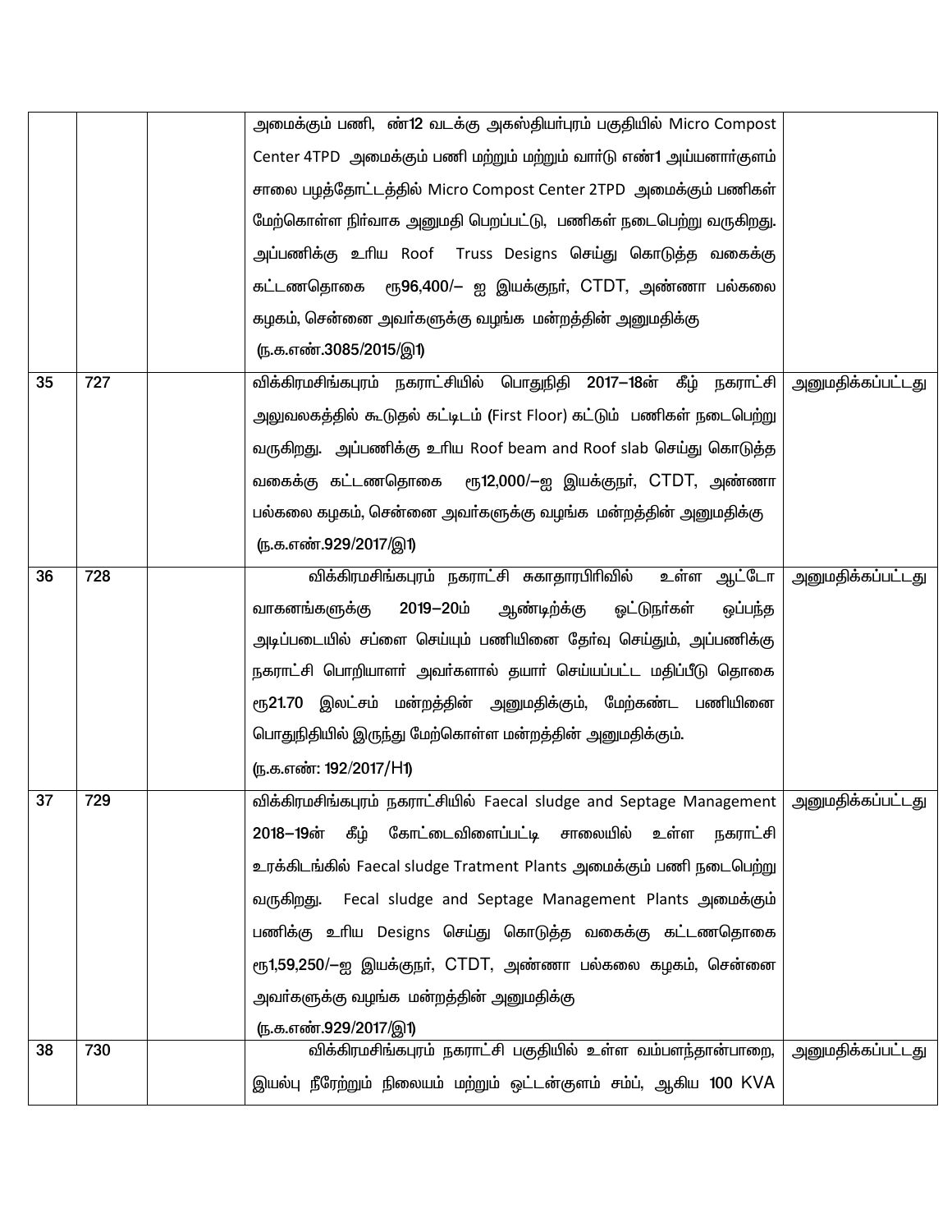| | | | | |
|---|---|---|---|---|
| | | | அமைக்கும் பணி, ண்12 வடக்கு அகஸ்தியர்புரம் பகுதியில் Micro Compost Center 4TPD அமைக்கும் பணி மற்றும் மற்றும் வார்டு எண்1 அய்யனார்குளம் சாலை பழத்தோட்டத்தில் Micro Compost Center 2TPD அமைக்கும் பணிகள் மேற்கொள்ள நிர்வாக அனுமதி பெறப்பட்டு, பணிகள் நடைபெற்று வருகிறது. அப்பணிக்கு உரிய Roof Truss Designs செய்து கொடுத்த வகைக்கு கட்டணதொகை ரூ96,400/– ஐ இயக்குநர், CTDT, அண்ணா பல்கலை கழகம், சென்னை அவர்களுக்கு வழங்க மன்றத்தின் அனுமதிக்கு (ந.க.எண்.3085/2015/இ1) | |
| 35 | 727 | | விக்கிரமசிங்கபுரம் நகராட்சியில் பொதுநிதி 2017–18ன் கீழ் நகராட்சி அலுவலகத்தில் கூடுதல் கட்டிடம் (First Floor) கட்டும் பணிகள் நடைபெற்று வருகிறது. அப்பணிக்கு உரிய Roof beam and Roof slab செய்து கொடுத்த வகைக்கு கட்டணதொகை ரூ12,000/–ஐ இயக்குநர், CTDT, அண்ணா பல்கலை கழகம், சென்னை அவர்களுக்கு வழங்க மன்றத்தின் அனுமதிக்கு (ந.க.எண்.929/2017/இ1) | அனுமதிக்கப்பட்டது |
| 36 | 728 | | விக்கிரமசிங்கபுரம் நகராட்சி சுகாதாரபிரிவில் உள்ள ஆட்டோ வாகனங்களுக்கு 2019–20ம் ஆண்டிற்க்கு ஓட்டுநர்கள் ஒப்பந்த அடிப்படையில் சப்ளை செய்யும் பணியினை தேர்வு செய்தும், அப்பணிக்கு நகராட்சி பொறியாளர் அவர்களால் தயார் செய்யப்பட்ட மதிப்பீடு தொகை ரூ21.70 இலட்சம் மன்றத்தின் அனுமதிக்கும், மேற்கண்ட பணியினை பொதுநிதியில் இருந்து மேற்கொள்ள மன்றத்தின் அனுமதிக்கும். (ந.க.எண்: 192/2017/H1) | அனுமதிக்கப்பட்டது |
| 37 | 729 | | விக்கிரமசிங்கபுரம் நகராட்சியில் Faecal sludge and Septage Management 2018–19ன் கீழ் கோட்டைவிளைப்பட்டி சாலையில் உள்ள நகராட்சி உரக்கிடங்கில் Faecal sludge Tratment Plants அமைக்கும் பணி நடைபெற்று வருகிறது. Fecal sludge and Septage Management Plants அமைக்கும் பணிக்கு உரிய Designs செய்து கொடுத்த வகைக்கு கட்டணதொகை ரூ1,59,250/–ஐ இயக்குநர், CTDT, அண்ணா பல்கலை கழகம், சென்னை அவர்களுக்கு வழங்க மன்றத்தின் அனுமதிக்கு (ந.க.எண்.929/2017/இ1) | அனுமதிக்கப்பட்டது |
| 38 | 730 | | விக்கிரமசிங்கபுரம் நகராட்சி பகுதியில் உள்ள வம்பளந்தான்பாறை, இயல்பு நீரேற்றும் நிலையம் மற்றும் ஒட்டன்குளம் சம்ப், ஆகிய 100 KVA | அனுமதிக்கப்பட்டது |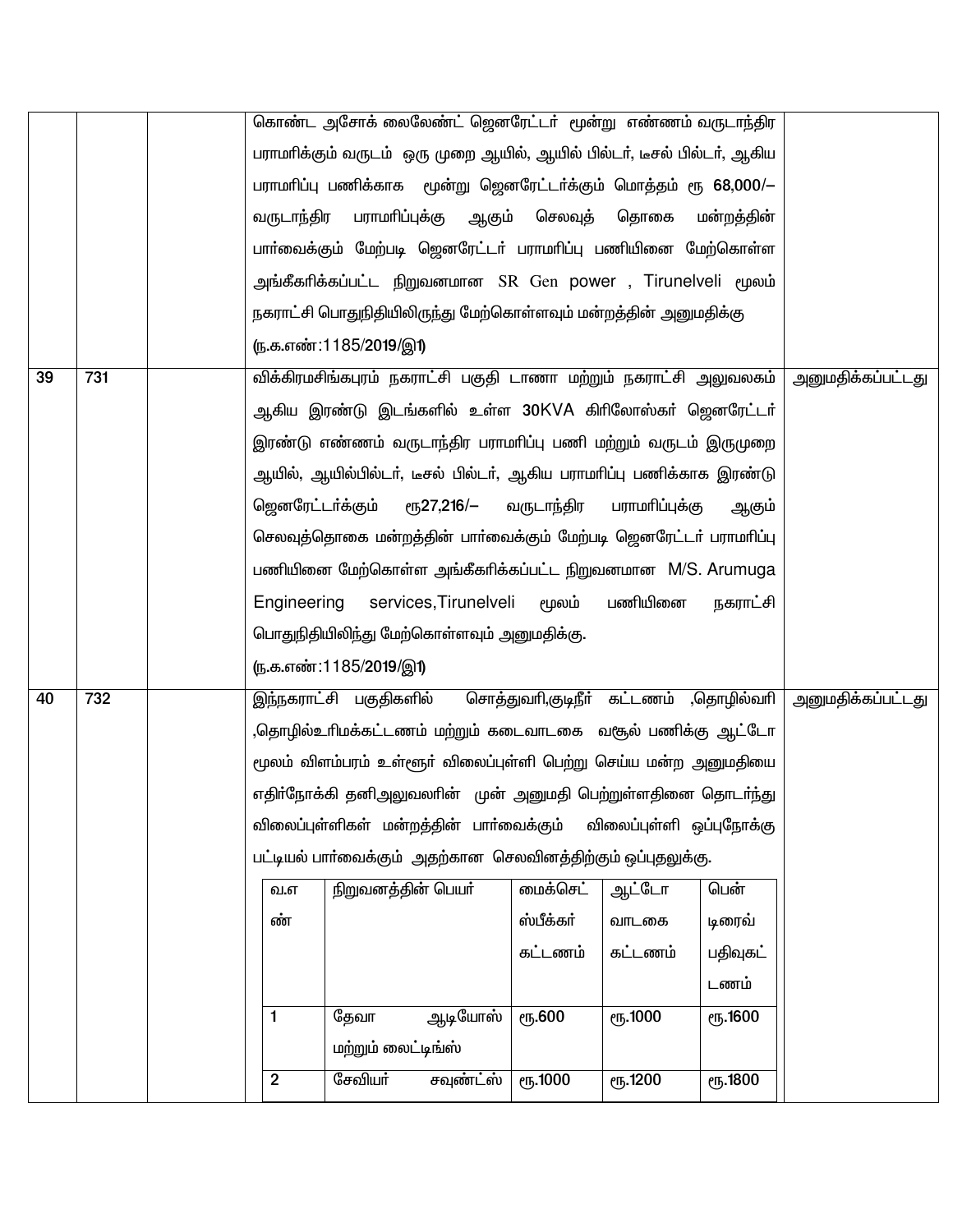| | | | | |
|---|---|---|---|---|
| | | | கொண்ட அசோக் லைலேண்ட் ஜெனரேட்டர் மூன்று எண்ணம் வருடாந்திர பராமரிக்கும் வருடம் ஒரு முறை ஆயில், ஆயில் பில்டர், டீசல் பில்டர், ஆகிய பராமரிப்பு பணிக்காக மூன்று ஜெனரேட்டர்க்கும் மொத்தம் ரூ 68,000/– வருடாந்திர பராமரிப்புக்கு ஆகும் செலவுத் தொகை மன்றத்தின் பார்வைக்கும் மேற்படி ஜெனரேட்டர் பராமரிப்பு பணியினை மேற்கொள்ள அங்கீகரிக்கப்பட்ட நிறுவனமான SR Gen power , Tirunelveli மூலம் நகராட்சி பொதுநிதியிலிருந்து மேற்கொள்ளவும் மன்றத்தின் அனுமதிக்கு (ந.க.எண்:1185/2019/இ1) | |
| 39 | 731 | | விக்கிரமசிங்கபுரம் நகராட்சி பகுதி டாணா மற்றும் நகராட்சி அலுவலகம் ஆகிய இரண்டு இடங்களில் உள்ள 30KVA கிரிலோஸ்கர் ஜெனரேட்டர் இரண்டு எண்ணம் வருடாந்திர பராமரிப்பு பணி மற்றும் வருடம் இருமுறை ஆயில், ஆயில்பில்டர், டீசல் பில்டர், ஆகிய பராமரிப்பு பணிக்காக இரண்டு ஜெனரேட்டர்க்கும் ரூ27,216/– வருடாந்திர பராமரிப்புக்கு ஆகும் செலவுத்தொகை மன்றத்தின் பார்வைக்கும் மேற்படி ஜெனரேட்டர் பராமரிப்பு பணியினை மேற்கொள்ள அங்கீகரிக்கப்பட்ட நிறுவனமான M/S. Arumuga Engineering services,Tirunelveli மூலம் பணியினை நகராட்சி பொதுநிதியிலிந்து மேற்கொள்ளவும் அனுமதிக்கு. (ந.க.எண்:1185/2019/இ1) | அனுமதிக்கப்பட்டது |
| 40 | 732 | | இந்நகராட்சி பகுதிகளில் சொத்துவரி,குடிநீர் கட்டணம் ,தொழில்வரி ,தொழில்உரிமக்கட்டணம் மற்றும் கடைவாடகை வசூல் பணிக்கு ஆட்டோ மூலம் விளம்பரம் உள்ளூர் விலைப்புள்ளி பெற்று செய்ய மன்ற அனுமதியை எதிர்நோக்கி தனிஅலுவலரின் முன் அனுமதி பெற்றுள்ளதினை தொடர்ந்து விலைப்புள்ளிகள் மன்றத்தின் பார்வைக்கும் விலைப்புள்ளி ஒப்புநோக்கு பட்டியல் பார்வைக்கும் அதற்கான செலவினத்திற்கும் ஒப்புதலுக்கு. | அனுமதிக்கப்பட்டது |

| வ.எண் | நிறுவனத்தின் பெயர் | மைக்செட் ஸ்பீக்கர் கட்டணம் | ஆட்டோ வாடகை கட்டணம் | பென் டிரைவ் பதிவுகட்டணம் |
|---|---|---|---|---|
| 1 | தேவா ஆடியோஸ் மற்றும் லைட்டிங்ஸ் | ரூ.600 | ரூ.1000 | ரூ.1600 |
| 2 | சேவியர் சவுண்ட்ஸ் | ரூ.1000 | ரூ.1200 | ரூ.1800 |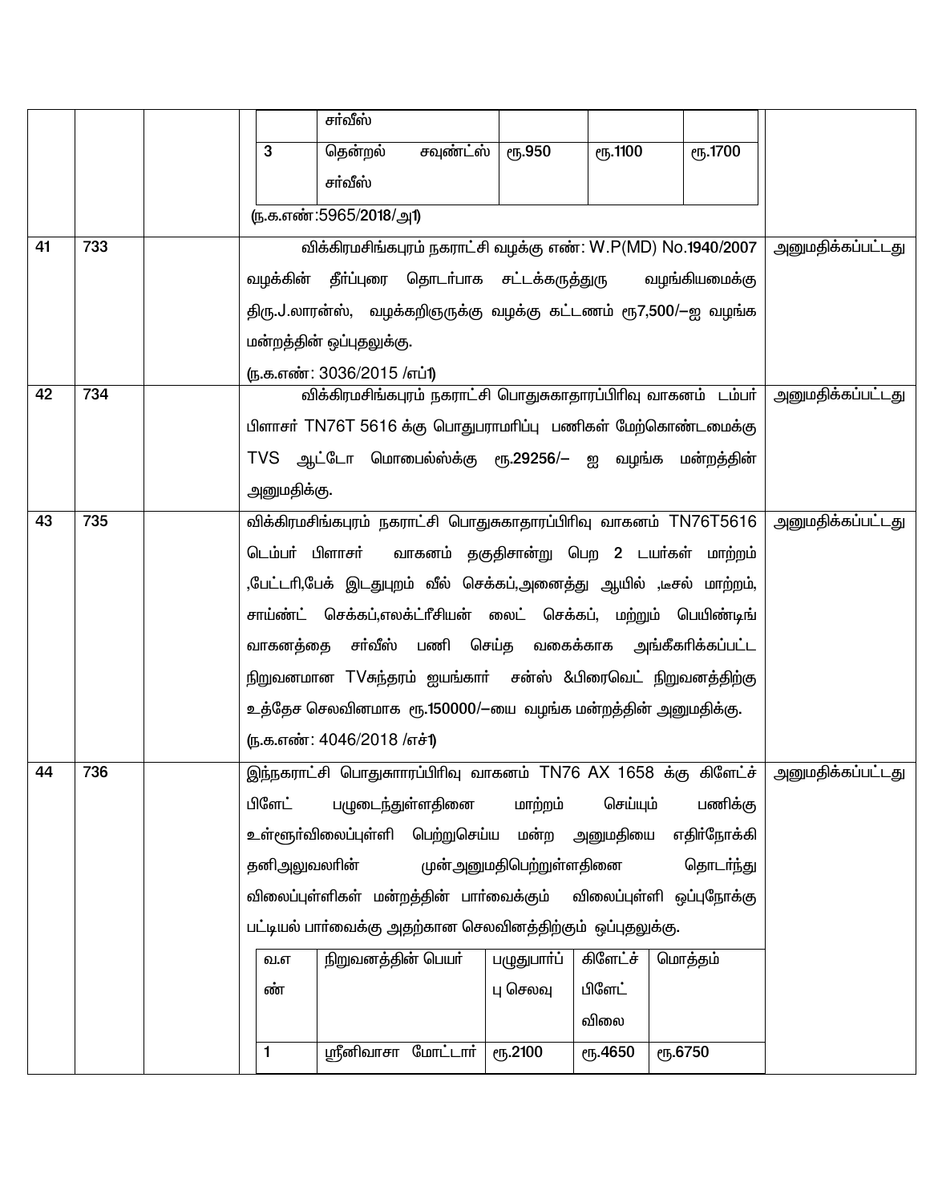| | | | | |
|---|---|---|---|---|
| | | | சர்வீஸ்<br><br>\| 3 \| தென்றல் சவுண்ட்ஸ் சர்வீஸ் \| ரூ.950 \| ரூ.1100 \| ரூ.1700 \|<br><br>(ந.க.எண்:5965/2018/அ1) | |
| 41 | 733 | | விக்கிரமசிங்கபுரம் நகராட்சி வழக்கு எண்: W.P(MD) No.1940/2007 வழக்கின் தீர்ப்புரை தொடர்பாக சட்டக்கருத்துரு வழங்கியமைக்கு திரு.J.லாரன்ஸ், வழக்கறிஞருக்கு வழக்கு கட்டணம் ரூ7,500/--ஐ வழங்க மன்றத்தின் ஒப்புதலுக்கு.<br>(ந.க.எண்: 3036/2015 /எப்1) | அனுமதிக்கப்பட்டது |
| 42 | 734 | | விக்கிரமசிங்கபுரம் நகராட்சி பொதுசுகாதாரப்பிரிவு வாகனம் டம்பர் பிளாசர் TN76T 5616 க்கு பொதுபராமரிப்பு பணிகள் மேற்கொண்டமைக்கு TVS ஆட்டோ மொபைல்ஸ்க்கு ரூ.29256/-- ஐ வழங்க மன்றத்தின் அனுமதிக்கு. | அனுமதிக்கப்பட்டது |
| 43 | 735 | | விக்கிரமசிங்கபுரம் நகராட்சி பொதுசுகாதாரப்பிரிவு வாகனம் TN76T5616 டெம்பர் பிளாசர் வாகனம் தகுதிசான்று பெற 2 டயர்கள் மாற்றம் ,பேட்டரி,பேக் இடதுபுறம் வீல் செக்கப்,அனைத்து ஆயில் ,டீசல் மாற்றம், சாய்ண்ட் செக்கப்,எலக்ட்ரீசியன் லைட் செக்கப், மற்றும் பெயிண்டிங் வாகனத்தை சர்வீஸ் பணி செய்த வகைக்காக அங்கீகரிக்கப்பட்ட நிறுவனமான TVசுந்தரம் ஐயங்கார் சன்ஸ் &பிரைவெட் நிறுவனத்திற்கு உத்தேச செலவினமாக ரூ.150000/--யை வழங்க மன்றத்தின் அனுமதிக்கு.<br>(ந.க.எண்: 4046/2018 /எச்1) | அனுமதிக்கப்பட்டது |
| 44 | 736 | | இந்நகராட்சி பொதுசுாாரப்பிரிவு வாகனம் TN76 AX 1658 க்கு கிளேட்ச் பிளேட் பழுடைந்துள்ளதினை மாற்றம் செய்யும் பணிக்கு உள்ளூர்விலைப்புள்ளி பெற்றுசெய்ய மன்ற அனுமதியை எதிர்நோக்கி தனிஅலுவலரின் முன்அனுமதிபெற்றுள்ளதினை தொடர்ந்து விலைப்புள்ளிகள் மன்றத்தின் பார்வைக்கும் விலைப்புள்ளி ஒப்புநோக்கு பட்டியல் பார்வைக்கு அதற்கான செலவினத்திற்கும் ஒப்புதலுக்கு.<br><br>\| வ.எண் \| நிறுவனத்தின் பெயர் \| பழுதுபார்ப்பு செலவு \| கிளேட்ச் பிளேட் விலை \| மொத்தம் \|<br>\| 1 \| ஸ்ரீனிவாசா மோட்டார் \| ரூ.2100 \| ரூ.4650 \| ரூ.6750 \| | அனுமதிக்கப்பட்டது |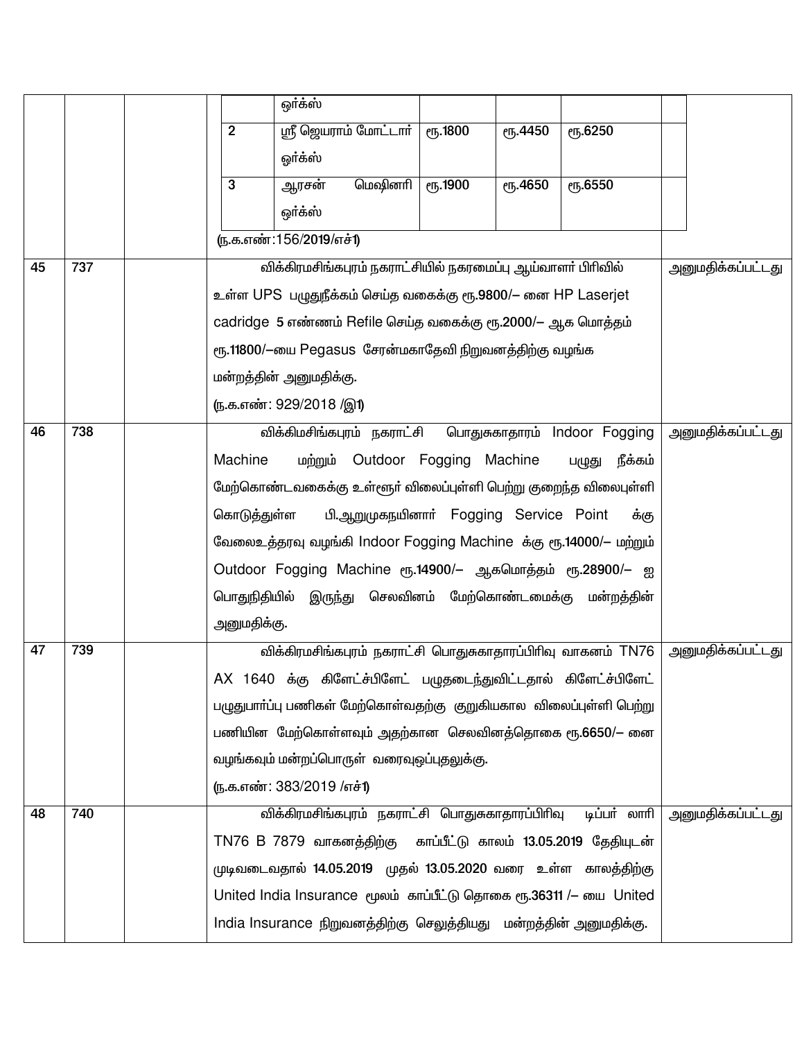| | | | | |
|---|---|---|---|---|
| | | | ஒர்க்ஸ்<br><br>| 2 \| ஸ்ரீ ஜெயராம் மோட்டார் ஒர்க்ஸ் \| ரூ.1800 \| ரூ.4450 \| ரூ.6250 \|<br>\| 3 \| ஆரசன் மெஷினரி ஒர்க்ஸ் \| ரூ.1900 \| ரூ.4650 \| ரூ.6550 \|<br><br>(ந.க.எண்:156/2019/எச்1) | |
| 45 | 737 | | விக்கிரமசிங்கபுரம் நகராட்சியில் நகரமைப்பு ஆய்வாளர் பிரிவில் உள்ள UPS பழுதுநீக்கம் செய்த வகைக்கு ரூ.9800/– னை HP Laserjet cadridge 5 எண்ணம் Refile செய்த வகைக்கு ரூ.2000/– ஆக மொத்தம் ரூ.11800/–யை Pegasus சேரன்மகாதேவி நிறுவனத்திற்கு வழங்க மன்றத்தின் அனுமதிக்கு.<br>(ந.க.எண்: 929/2018 /இ1) | அனுமதிக்கப்பட்டது |
| 46 | 738 | | விக்கிமசிங்கபுரம் நகராட்சி பொதுசுகாதாரம் Indoor Fogging Machine மற்றும் Outdoor Fogging Machine பழுது நீக்கம் மேற்கொண்டவகைக்கு உள்ளூர் விலைப்புள்ளி பெற்று குறைந்த விலைபுள்ளி கொடுத்துள்ள பி.ஆறுமுகநயினார் Fogging Service Point க்கு வேலைஉத்தரவு வழங்கி Indoor Fogging Machine க்கு ரூ.14000/– மற்றும் Outdoor Fogging Machine ரூ.14900/– ஆகமொத்தம் ரூ.28900/– ஐ பொதுநிதியில் இருந்து செலவினம் மேற்கொண்டமைக்கு மன்றத்தின் அனுமதிக்கு. | அனுமதிக்கப்பட்டது |
| 47 | 739 | | விக்கிரமசிங்கபுரம் நகராட்சி பொதுசுகாதாரப்பிரிவு வாகனம் TN76 AX 1640 க்கு கிளேட்ச்பிளேட் பழுதடைந்துவிட்டதால் கிளேட்ச்பிளேட் பழுதுபார்ப்பு பணிகள் மேற்கொள்வதற்கு குறுகியகால விலைப்புள்ளி பெற்று பணியினை மேற்கொள்ளவும் அதற்கான செலவினத்தொகை ரூ.6650/– னை வழங்கவும் மன்றப்பொருள் வரைவுஒப்புதலுக்கு.<br>(ந.க.எண்: 383/2019 /எச்1) | அனுமதிக்கப்பட்டது |
| 48 | 740 | | விக்கிரமசிங்கபுரம் நகராட்சி பொதுசுகாதாரப்பிரிவு டிப்பர் லாரி TN76 B 7879 வாகனத்திற்கு காப்பீட்டு காலம் 13.05.2019 தேதியுடன் முடிவடைவதால் 14.05.2019 முதல் 13.05.2020 வரை உள்ள காலத்திற்கு United India Insurance மூலம் காப்பீட்டு தொகை ரூ.36311 /– யை United India Insurance நிறுவனத்திற்கு செலுத்தியது மன்றத்தின் அனுமதிக்கு. | அனுமதிக்கப்பட்டது |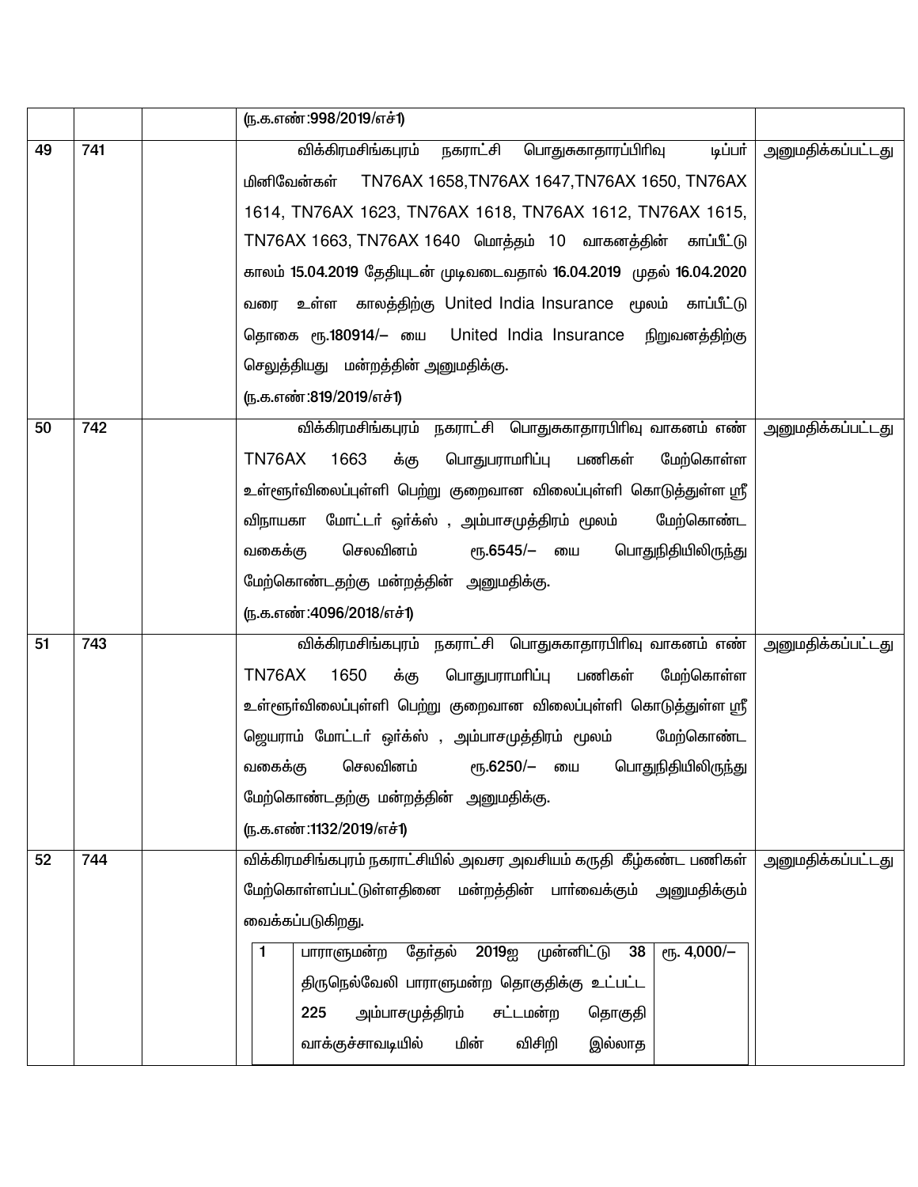| | | | | |
|---|---|---|---|---|
| | | | (ந.க.எண்:998/2019/எச்1) | |
| 49 | 741 | | விக்கிரமசிங்கபுரம் நகராட்சி பொதுசுகாதாரப்பிரிவு டிப்பர் மினிவேன்கள் TN76AX 1658,TN76AX 1647,TN76AX 1650, TN76AX 1614, TN76AX 1623, TN76AX 1618, TN76AX 1612, TN76AX 1615, TN76AX 1663, TN76AX 1640 மொத்தம் 10 வாகனத்தின் காப்பீட்டு காலம் 15.04.2019 தேதியுடன் முடிவடைவதால் 16.04.2019 முதல் 16.04.2020 வரை உள்ள காலத்திற்கு United India Insurance மூலம் காப்பீட்டு தொகை ரூ.180914/– யை United India Insurance நிறுவனத்திற்கு செலுத்தியது மன்றத்தின் அனுமதிக்கு.<br>(ந.க.எண்:819/2019/எச்1) | அனுமதிக்கப்பட்டது |
| 50 | 742 | | விக்கிரமசிங்கபுரம் நகராட்சி பொதுசுகாதாரபிரிவு வாகனம் எண் TN76AX 1663 க்கு பொதுபராமரிப்பு பணிகள் மேற்கொள்ள உள்ளூர்விலைப்புள்ளி பெற்று குறைவான விலைப்புள்ளி கொடுத்துள்ள ஸ்ரீ விநாயகா மோட்டர் ஒர்க்ஸ் , அம்பாசமுத்திரம் மூலம் மேற்கொண்ட வகைக்கு செலவினம் ரூ.6545/– யை பொதுநிதியிலிருந்து மேற்கொண்டதற்கு மன்றத்தின் அனுமதிக்கு.<br>(ந.க.எண்:4096/2018/எச்1) | அனுமதிக்கப்பட்டது |
| 51 | 743 | | விக்கிரமசிங்கபுரம் நகராட்சி பொதுசுகாதாரபிரிவு வாகனம் எண் TN76AX 1650 க்கு பொதுபராமரிப்பு பணிகள் மேற்கொள்ள உள்ளூர்விலைப்புள்ளி பெற்று குறைவான விலைப்புள்ளி கொடுத்துள்ள ஸ்ரீ ஜெயராம் மோட்டர் ஒர்க்ஸ் , அம்பாசமுத்திரம் மூலம் மேற்கொண்ட வகைக்கு செலவினம் ரூ.6250/– யை பொதுநிதியிலிருந்து மேற்கொண்டதற்கு மன்றத்தின் அனுமதிக்கு.<br>(ந.க.எண்:1132/2019/எச்1) | அனுமதிக்கப்பட்டது |
| 52 | 744 | | விக்கிரமசிங்கபுரம் நகராட்சியில் அவசர அவசியம் கருதி கீழ்கண்ட பணிகள் மேற்கொள்ளப்பட்டுள்ளதினை மன்றத்தின் பார்வைக்கும் அனுமதிக்கும் வைக்கப்படுகிறது.<br>1 \| பாராளுமன்ற தேர்தல் 2019ஐ முன்னிட்டு 38 திருநெல்வேலி பாராளுமன்ற தொகுதிக்கு உட்பட்ட 225 அம்பாசமுத்திரம் சட்டமன்ற தொகுதி வாக்குச்சாவடியில் மின் விசிறி இல்லாத \| ரூ. 4,000/– | அனுமதிக்கப்பட்டது |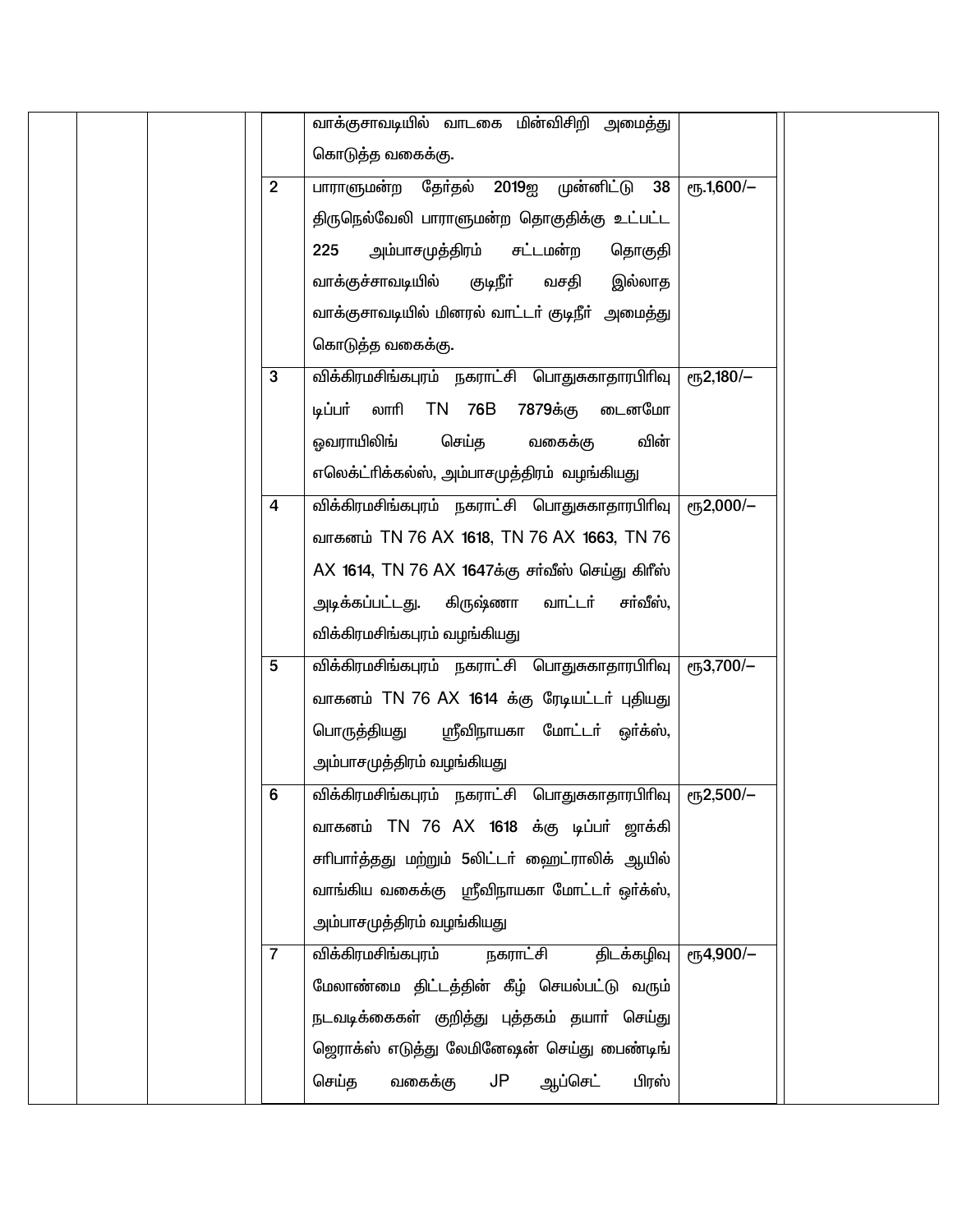| | | | | | | | |
|---|---|---|---|---|---|---|---|
| | | | | | வாக்குசாவடியில் வாடகை மின்விசிறி அமைத்து கொடுத்த வகைக்கு. | | |
| | | | | 2 | பாராளுமன்ற தேர்தல் 2019ஐ முன்னிட்டு 38 திருநெல்வேலி பாராளுமன்ற தொகுதிக்கு உட்பட்ட 225 அம்பாசமுத்திரம் சட்டமன்ற தொகுதி வாக்குச்சாவடியில் குடிநீர் வசதி இல்லாத வாக்குசாவடியில் மினரல் வாட்டர் குடிநீர் அமைத்து கொடுத்த வகைக்கு. | ரூ.1,600/– | |
| | | | | 3 | விக்கிரமசிங்கபுரம் நகராட்சி பொதுசுகாதாரபிரிவு டிப்பர் லாரி TN 76B 7879க்கு டைனமோ ஓவராயிலிங் செய்த வகைக்கு வின் எலெக்ட்ரிக்கல்ஸ், அம்பாசமுத்திரம் வழங்கியது | ரூ2,180/– | |
| | | | | 4 | விக்கிரமசிங்கபுரம் நகராட்சி பொதுசுகாதாரபிரிவு வாகனம் TN 76 AX 1618, TN 76 AX 1663, TN 76 AX 1614, TN 76 AX 1647க்கு சர்வீஸ் செய்து கிரீஸ் அடிக்கப்பட்டது. கிருஷ்ணா வாட்டர் சர்வீஸ், விக்கிரமசிங்கபுரம் வழங்கியது | ரூ2,000/– | |
| | | | | 5 | விக்கிரமசிங்கபுரம் நகராட்சி பொதுசுகாதாரபிரிவு வாகனம் TN 76 AX 1614 க்கு ரேடியட்டர் புதியது பொருத்தியது ஸ்ரீவிநாயகா மோட்டர் ஒர்க்ஸ், அம்பாசமுத்திரம் வழங்கியது | ரூ3,700/– | |
| | | | | 6 | விக்கிரமசிங்கபுரம் நகராட்சி பொதுசுகாதாரபிரிவு வாகனம் TN 76 AX 1618 க்கு டிப்பர் ஜாக்கி சரிபார்த்தது மற்றும் 5லிட்டர் ஹைட்ராலிக் ஆயில் வாங்கிய வகைக்கு ஸ்ரீவிநாயகா மோட்டர் ஒர்க்ஸ், அம்பாசமுத்திரம் வழங்கியது | ரூ2,500/– | |
| | | | | 7 | விக்கிரமசிங்கபுரம் நகராட்சி திடக்கழிவு மேலாண்மை திட்டத்தின் கீழ் செயல்பட்டு வரும் நடவடிக்கைகள் குறித்து புத்தகம் தயார் செய்து ஜெராக்ஸ் எடுத்து லேமினேஷன் செய்து பைண்டிங் செய்த வகைக்கு JP ஆப்செட் பிரஸ் | ரூ4,900/– | |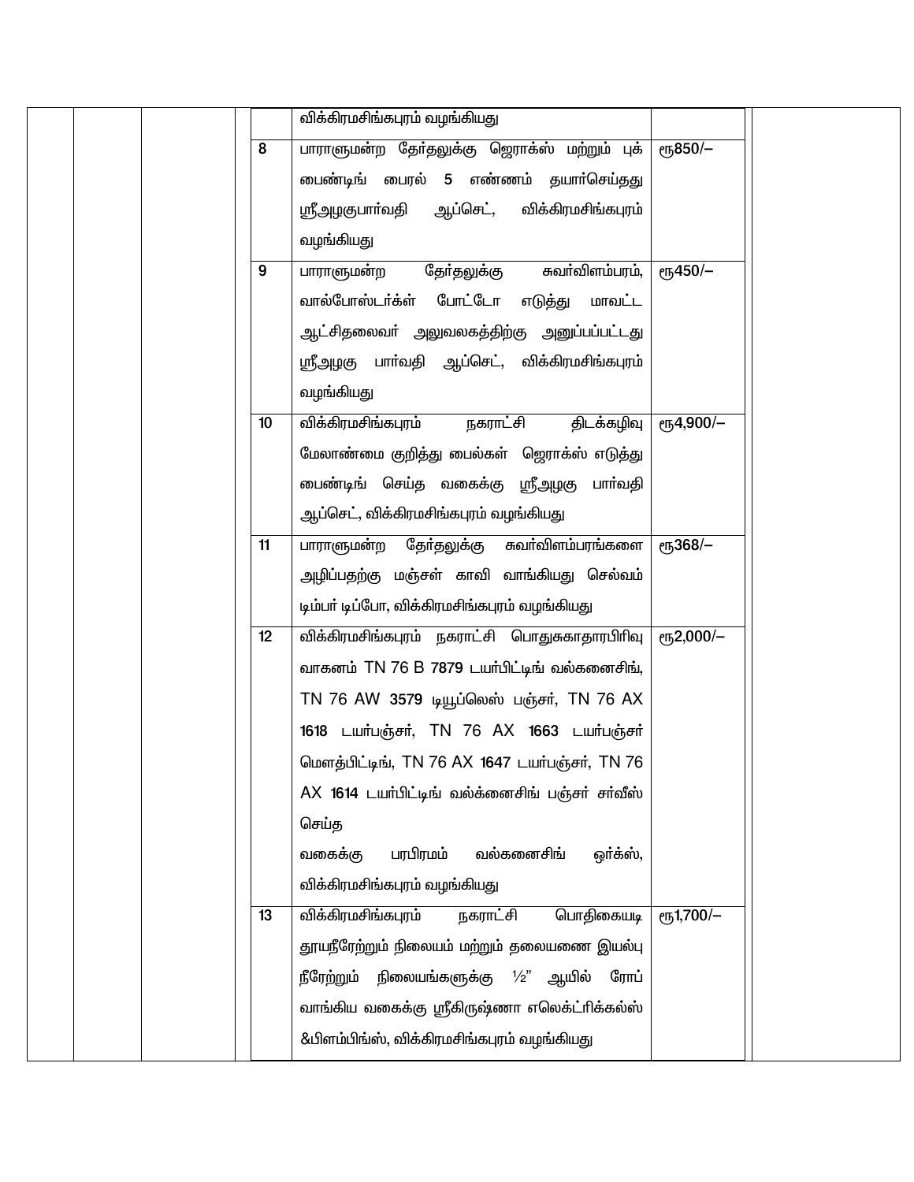| | | | | | | | |
|---|---|---|---|---|---|---|---|
| | | | | | விக்கிரமசிங்கபுரம் வழங்கியது | | |
| | | | | 8 | பாராளுமன்ற தேர்தலுக்கு ஜெராக்ஸ் மற்றும் புக் பைண்டிங் பைரல் 5 எண்ணம் தயார்செய்தது ஸ்ரீஅழகுபார்வதி ஆப்செட், விக்கிரமசிங்கபுரம் வழங்கியது | ரூ850/– | |
| | | | | 9 | பாராளுமன்ற தேர்தலுக்கு சுவர்விளம்பரம், வால்போஸ்டர்கள் போட்டோ எடுத்து மாவட்ட ஆட்சிதலைவர் அலுவலகத்திற்கு அனுப்பப்பட்டது ஸ்ரீஅழகு பார்வதி ஆப்செட், விக்கிரமசிங்கபுரம் வழங்கியது | ரூ450/– | |
| | | | | 10 | விக்கிரமசிங்கபுரம் நகராட்சி திடக்கழிவு மேலாண்மை குறித்து பைல்கள் ஜெராக்ஸ் எடுத்து பைண்டிங் செய்த வகைக்கு ஸ்ரீஅழகு பார்வதி ஆப்செட், விக்கிரமசிங்கபுரம் வழங்கியது | ரூ4,900/– | |
| | | | | 11 | பாராளுமன்ற தேர்தலுக்கு சுவர்விளம்பரங்களை அழிப்பதற்கு மஞ்சள் காவி வாங்கியது செல்வம் டிம்பர் டிப்போ, விக்கிரமசிங்கபுரம் வழங்கியது | ரூ368/– | |
| | | | | 12 | விக்கிரமசிங்கபுரம் நகராட்சி பொதுசுகாதாரபிரிவு வாகனம் TN 76 B 7879 டயர்பிட்டிங் வல்கனைசிங், TN 76 AW 3579 டியூப்லெஸ் பஞ்சர், TN 76 AX 1618 டயர்பஞ்சர், TN 76 AX 1663 டயர்பஞ்சர் மௌத்பிட்டிங், TN 76 AX 1647 டயர்பஞ்சர், TN 76 AX 1614 டயர்பிட்டிங் வல்க்னைசிங் பஞ்சர் சர்வீஸ் செய்த வகைக்கு பரபிரமம் வல்கனைசிங் ஒர்க்ஸ், விக்கிரமசிங்கபுரம் வழங்கியது | ரூ2,000/– | |
| | | | | 13 | விக்கிரமசிங்கபுரம் நகராட்சி பொதிகையடி தூயநீரேற்றும் நிலையம் மற்றும் தலையணை இயல்பு நீரேற்றும் நிலையங்களுக்கு ½" ஆயில் ரோப் வாங்கிய வகைக்கு ஸ்ரீகிருஷ்ணா எலெக்ட்ரிக்கல்ஸ் &பிளம்பிங்ஸ், விக்கிரமசிங்கபுரம் வழங்கியது | ரூ1,700/– | |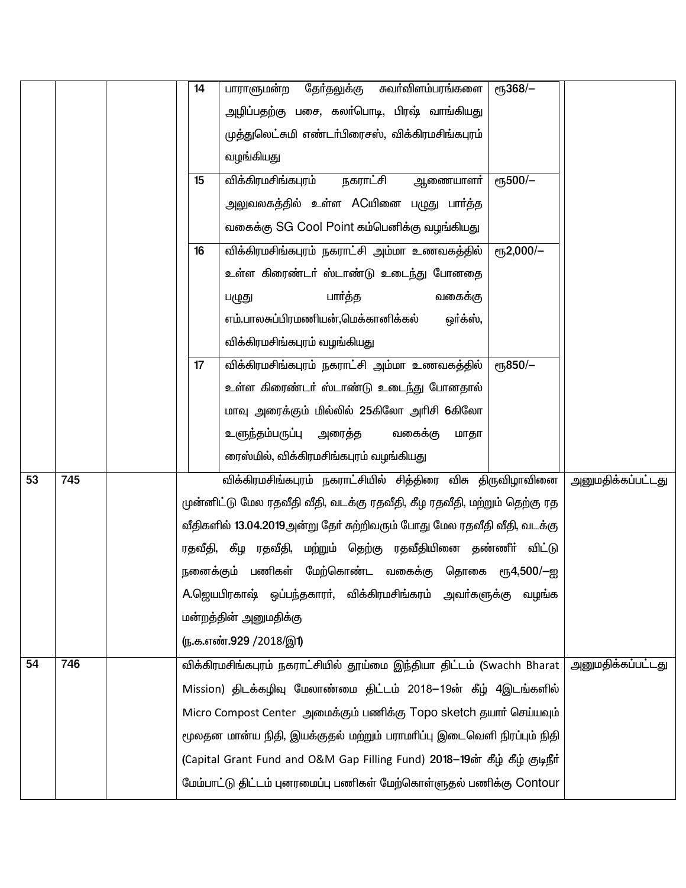| | | | | | |
|---|---|---|---|---|---|
| | | | 14 | பாராளுமன்ற தேர்தலுக்கு சுவர்விளம்பரங்களை அழிப்பதற்கு பசை, கலர்பொடி, பிரஷ் வாங்கியது முத்துலெட்சுமி எண்டர்பிரைசஸ், விக்கிரமசிங்கபுரம் வழங்கியது | ரூ368/– | |
| | | | 15 | விக்கிரமசிங்கபுரம் நகராட்சி ஆணையாளர் அலுவலகத்தில் உள்ள ACயினை பழுது பார்த்த வகைக்கு SG Cool Point கம்பெனிக்கு வழங்கியது | ரூ500/– | |
| | | | 16 | விக்கிரமசிங்கபுரம் நகராட்சி அம்மா உணவகத்தில் உள்ள கிரைண்டர் ஸ்டாண்டு உடைந்து போனதை பழுது பார்த்த வகைக்கு எம்.பாலசுப்பிரமணியன்,மெக்கானிக்கல் ஒர்க்ஸ், விக்கிரமசிங்கபுரம் வழங்கியது | ரூ2,000/– | |
| | | | 17 | விக்கிரமசிங்கபுரம் நகராட்சி அம்மா உணவகத்தில் உள்ள கிரைண்டர் ஸ்டாண்டு உடைந்து போனதால் மாவு அரைக்கும் மில்லில் 25கிலோ அரிசி 6கிலோ உளுந்தம்பருப்பு அரைத்த வகைக்கு மாதா ரைஸ்மில், விக்கிரமசிங்கபுரம் வழங்கியது | ரூ850/– | |
| 53 | 745 | | விக்கிரமசிங்கபுரம் நகராட்சியில் சித்திரை விசு திருவிழாவினை முன்னிட்டு மேல ரதவீதி வீதி, வடக்கு ரதவீதி, கீழ ரதவீதி, மற்றும் தெற்கு ரத வீதிகளில் 13.04.2019அன்று தேர் சுற்றிவரும் போது மேல ரதவீதி வீதி, வடக்கு ரதவீதி, கீழ ரதவீதி, மற்றும் தெற்கு ரதவீதியினை தண்ணீர் விட்டு நனைக்கும் பணிகள் மேற்கொண்ட வகைக்கு தொகை ரூ4,500/–ஐ A.ஜெயபிரகாஷ் ஒப்பந்தகாரர், விக்கிரமசிங்கரம் அவர்களுக்கு வழங்க மன்றத்தின் அனுமதிக்கு (ந.க.எண்.929 /2018/இ1) | | | அனுமதிக்கப்பட்டது |
| 54 | 746 | | விக்கிரமசிங்கபுரம் நகராட்சியில் தூய்மை இந்தியா திட்டம் (Swachh Bharat Mission) திடக்கழிவு மேலாண்மை திட்டம் 2018–19ன் கீழ் 4இடங்களில் Micro Compost Center அமைக்கும் பணிக்கு Topo sketch தயார் செய்யவும் மூலதன மான்ய நிதி, இயக்குதல் மற்றும் பராமரிப்பு இடைவெளி நிரப்பும் நிதி (Capital Grant Fund and O&M Gap Filling Fund) 2018–19ன் கீழ் கீழ் குடிநீர் மேம்பாட்டு திட்டம் புனரமைப்பு பணிகள் மேற்கொள்ளுதல் பணிக்கு Contour | | | அனுமதிக்கப்பட்டது |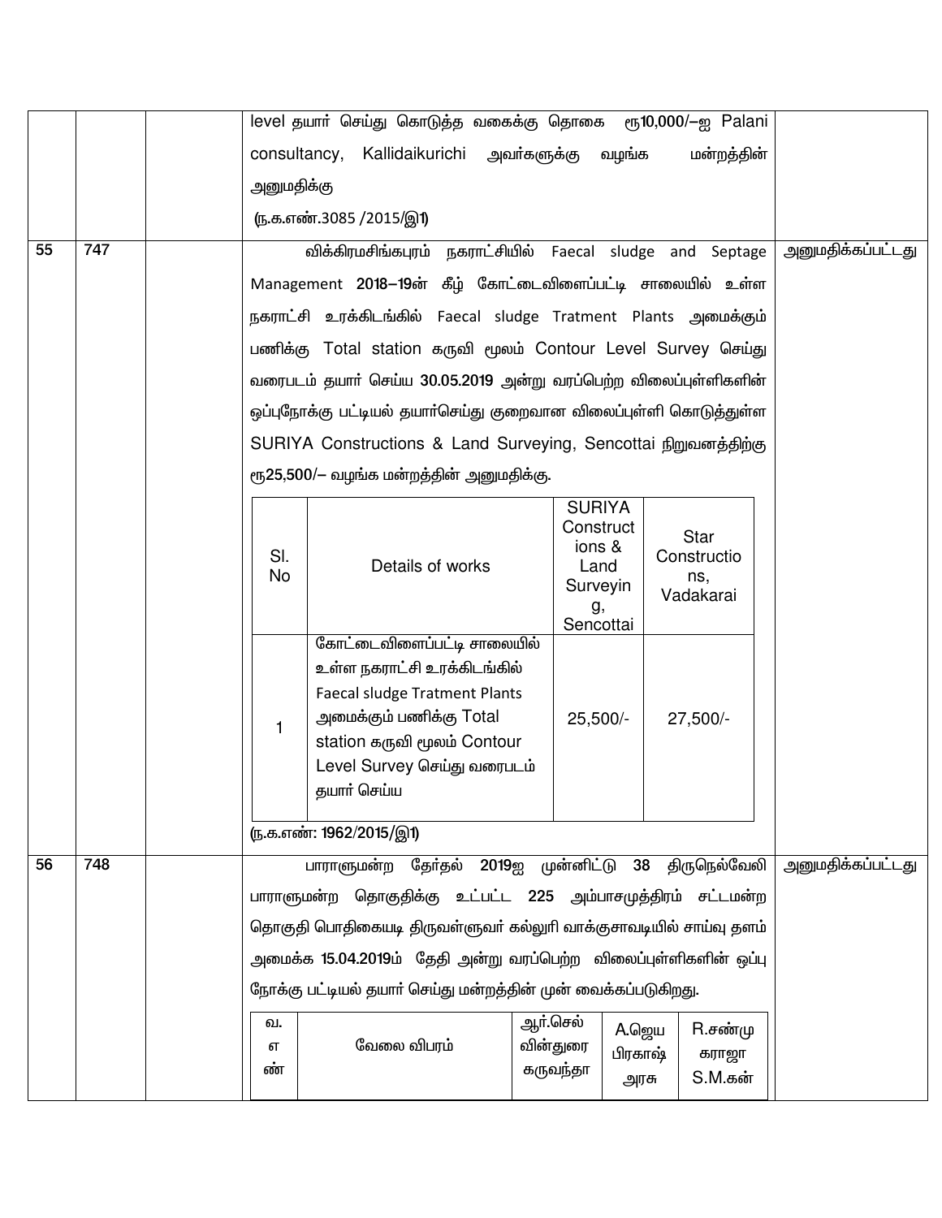| | | | | |
|---|---|---|---|---|
| | | | level தயார் செய்து கொடுத்த வகைக்கு தொகை ரூ10,000/–ஐ Palani consultancy, Kallidaikurichi அவர்களுக்கு வழங்க மன்றத்தின் அனுமதிக்கு<br>(ந.க.எண்.3085 /2015/இ1) | |
| 55 | 747 | | விக்கிரமசிங்கபுரம் நகராட்சியில் Faecal sludge and Septage Management 2018–19ன் கீழ் கோட்டைவிளைப்பட்டி சாலையில் உள்ள நகராட்சி உரக்கிடங்கில் Faecal sludge Tratment Plants அமைக்கும் பணிக்கு Total station கருவி மூலம் Contour Level Survey செய்து வரைபடம் தயார் செய்ய 30.05.2019 அன்று வரப்பெற்ற விலைப்புள்ளிகளின் ஒப்புநோக்கு பட்டியல் தயார்செய்து குறைவான விலைப்புள்ளி கொடுத்துள்ள SURIYA Constructions & Land Surveying, Sencottai நிறுவனத்திற்கு ரூ25,500/– வழங்க மன்றத்தின் அனுமதிக்கு. | அனுமதிக்கப்பட்டது |

| Sl. No | Details of works | SURIYA Constructions & Land Surveying, Sencottai | Star Constructions, Vadakarai |
|---|---|---|---|
| 1 | கோட்டைவிளைப்பட்டி சாலையில் உள்ள நகராட்சி உரக்கிடங்கில் Faecal sludge Tratment Plants அமைக்கும் பணிக்கு Total station கருவி மூலம் Contour Level Survey செய்து வரைபடம் தயார் செய்ய | 25,500/- | 27,500/- |

(ந.க.எண்: 1962/2015/இ1)

| | | | | |
|---|---|---|---|---|
| 56 | 748 | | பாராளுமன்ற தேர்தல் 2019ஐ முன்னிட்டு 38 திருநெல்வேலி பாராளுமன்ற தொகுதிக்கு உட்பட்ட 225 அம்பாசமுத்திரம் சட்டமன்ற தொகுதி பொதிகையடி திருவள்ளுவர் கல்லூரி வாக்குசாவடியில் சாய்வு தளம் அமைக்க 15.04.2019ம் தேதி அன்று வரப்பெற்ற விலைப்புள்ளிகளின் ஒப்பு நோக்கு பட்டியல் தயார் செய்து மன்றத்தின் முன் வைக்கப்படுகிறது. | அனுமதிக்கப்பட்டது |

| வ. எண் | வேலை விபரம் | ஆர்.செல்வின்துரை கருவந்தா | A.ஜெய பிரகாஷ் அரசு | R.சண்முகராஜா S.M.கன் |
|---|---|---|---|---|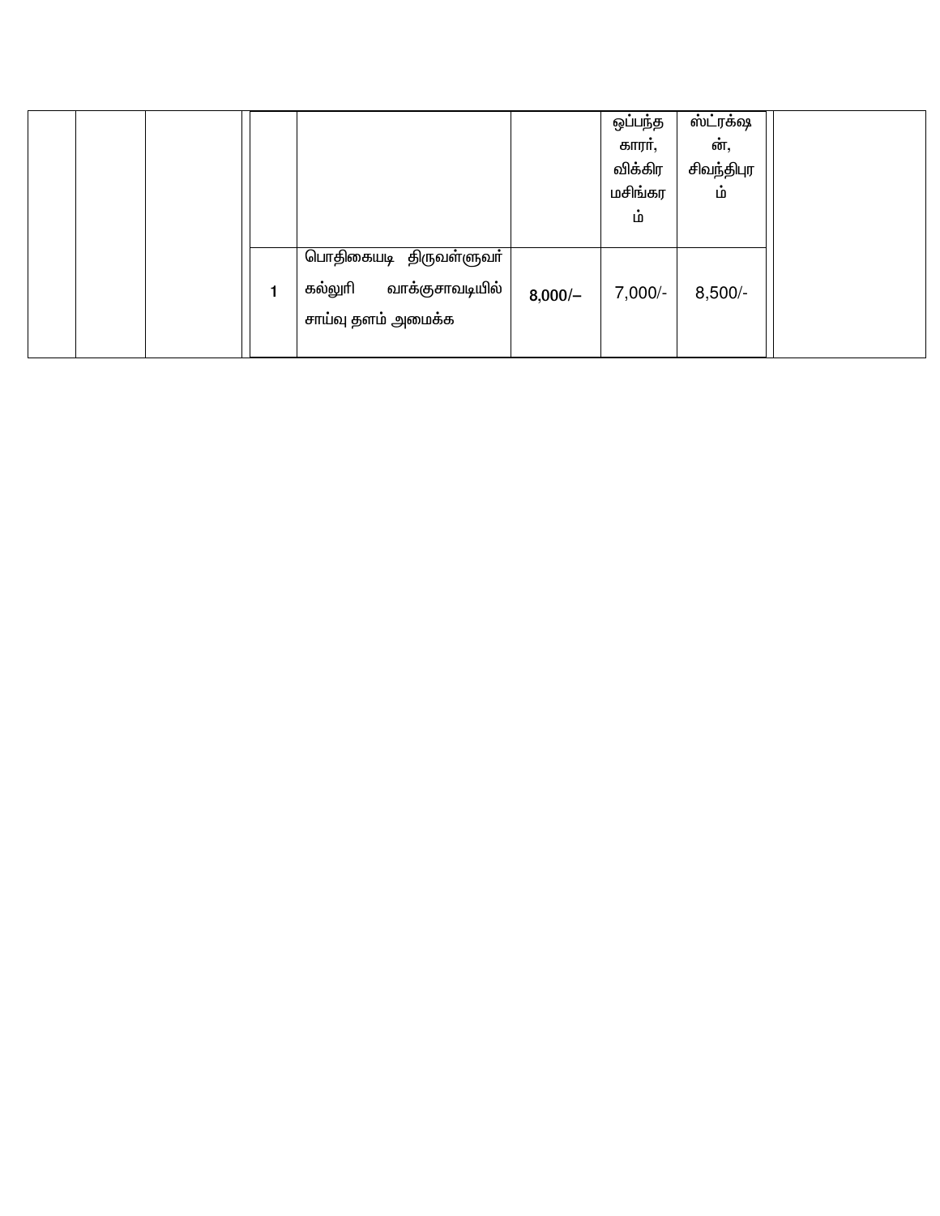| | | | | | | | | |
|---|---|---|---|---|---|---|---|---|
| | | | | | | ஒப்பந்த காரர், விக்கிர மசிங்கர ம் | ஸ்ட்ரக்ஷ ன், சிவந்திபுர ம் | |
| | | | 1 | பொதிகையடி திருவள்ளுவர் கல்லூரி வாக்குசாவடியில் சாய்வு தளம் அமைக்க | 8,000/– | 7,000/- | 8,500/- | |